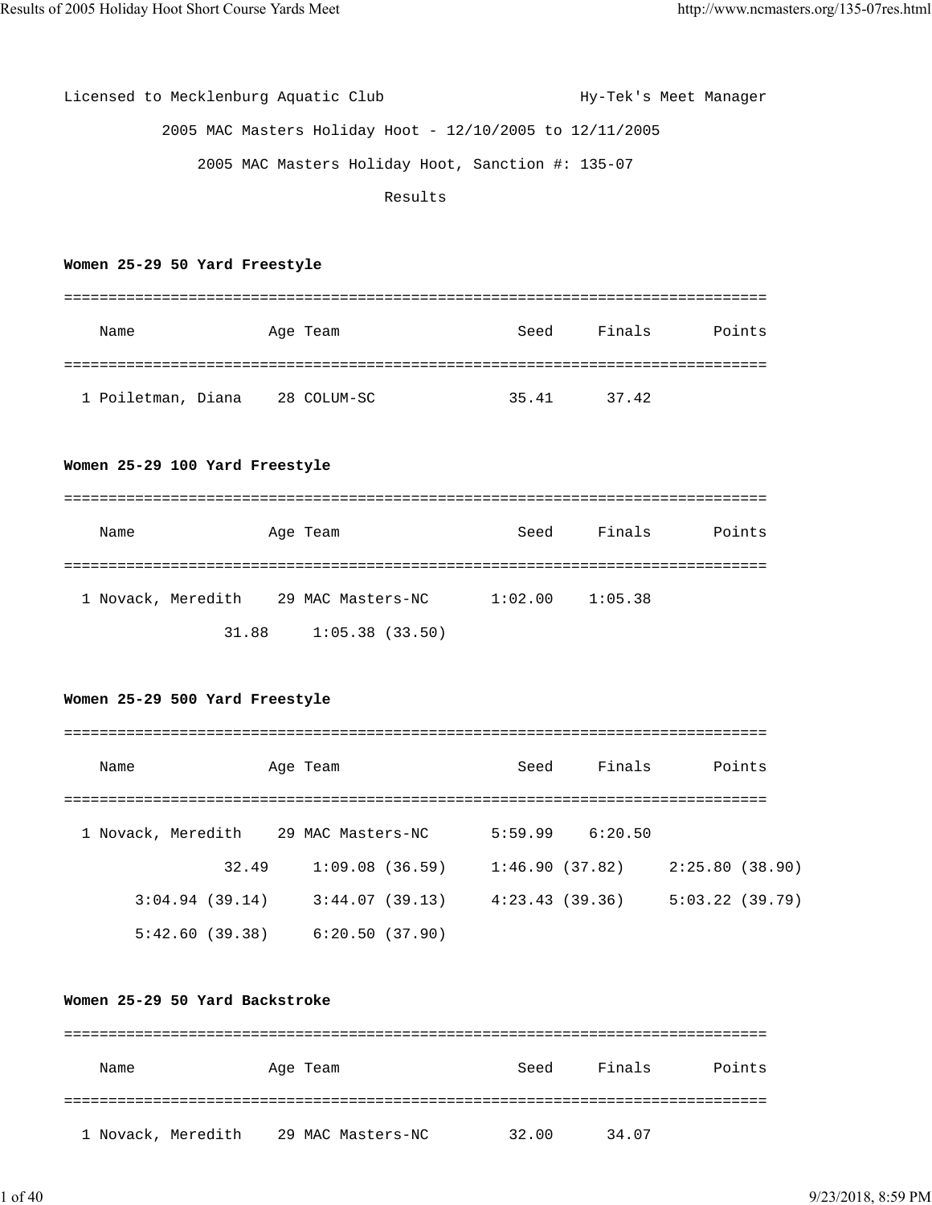Licensed to Mecklenburg Aquatic Club — Hy-Tek's Meet Manager

2005 MAC Masters Holiday Hoot - 12/10/2005 to 12/11/2005

2005 MAC Masters Holiday Hoot, Sanction #: 135-07

Results

**Women 25-29 50 Yard Freestyle**

```
===============================================================================
    Name              Age Team                    Seed     Finals       Points
===============================================================================
  1 Poiletman, Diana    28 COLUM-SC              35.41      37.42
```

**Women 25-29 100 Yard Freestyle**

```
===============================================================================
    Name              Age Team                    Seed     Finals       Points
===============================================================================
  1 Novack, Meredith    29 MAC Masters-NC      1:02.00    1:05.38
                31.88     1:05.38 (33.50)
```

**Women 25-29 500 Yard Freestyle**

```
===============================================================================
    Name              Age Team                    Seed     Finals       Points
===============================================================================
  1 Novack, Meredith    29 MAC Masters-NC      5:59.99    6:20.50
                32.49     1:09.08 (36.59)     1:46.90 (37.82)     2:25.80 (38.90)
      3:04.94 (39.14)     3:44.07 (39.13)     4:23.43 (39.36)     5:03.22 (39.79)
      5:42.60 (39.38)     6:20.50 (37.90)
```

**Women 25-29 50 Yard Backstroke**

```
===============================================================================
    Name              Age Team                    Seed     Finals       Points
===============================================================================
  1 Novack, Meredith    29 MAC Masters-NC        32.00      34.07
```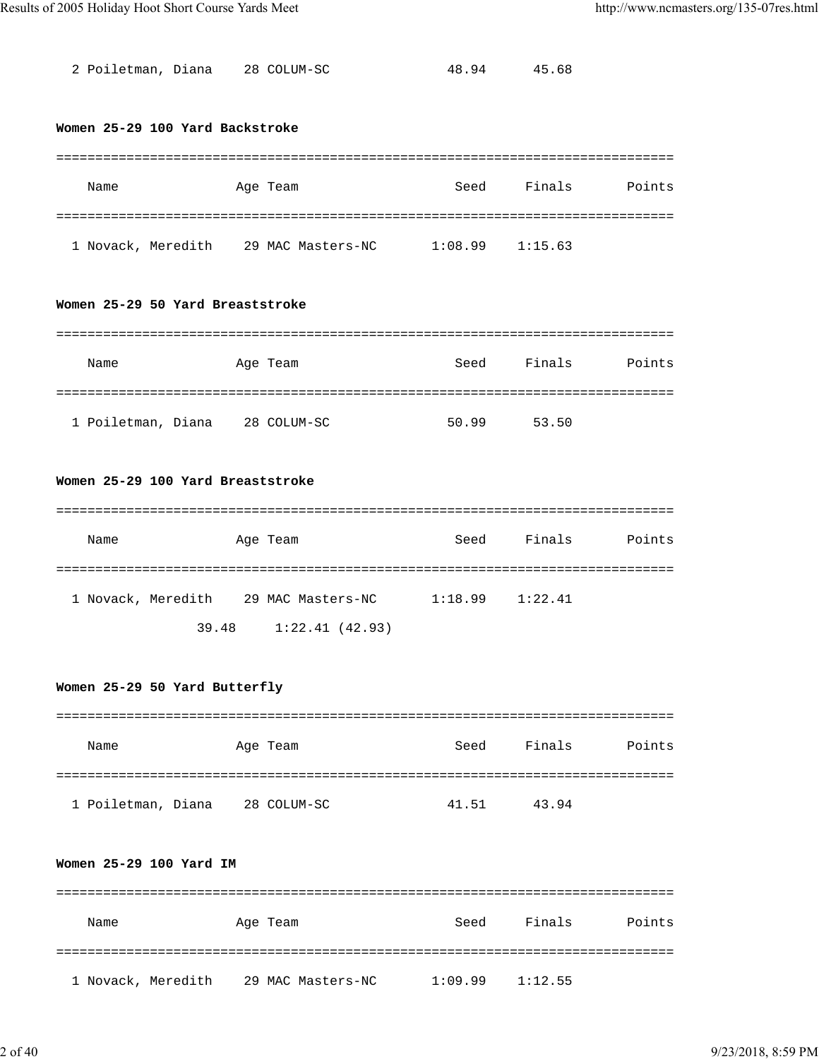| | Name | Age | Team | Seed | Finals | Points |
|---|---|---|---|---|---|---|
| 2 | Poiletman, Diana | 28 | COLUM-SC | 48.94 | 45.68 | |

**Women 25-29 100 Yard Backstroke**

| | Name | Age | Team | Seed | Finals | Points |
|---|---|---|---|---|---|---|
| 1 | Novack, Meredith | 29 | MAC Masters-NC | 1:08.99 | 1:15.63 | |

**Women 25-29 50 Yard Breaststroke**

| | Name | Age | Team | Seed | Finals | Points |
|---|---|---|---|---|---|---|
| 1 | Poiletman, Diana | 28 | COLUM-SC | 50.99 | 53.50 | |

**Women 25-29 100 Yard Breaststroke**

| | Name | Age | Team | Seed | Finals | Points |
|---|---|---|---|---|---|---|
| 1 | Novack, Meredith | 29 | MAC Masters-NC | 1:18.99 | 1:22.41 | |

39.48     1:22.41 (42.93)

**Women 25-29 50 Yard Butterfly**

| | Name | Age | Team | Seed | Finals | Points |
|---|---|---|---|---|---|---|
| 1 | Poiletman, Diana | 28 | COLUM-SC | 41.51 | 43.94 | |

**Women 25-29 100 Yard IM**

| | Name | Age | Team | Seed | Finals | Points |
|---|---|---|---|---|---|---|
| 1 | Novack, Meredith | 29 | MAC Masters-NC | 1:09.99 | 1:12.55 | |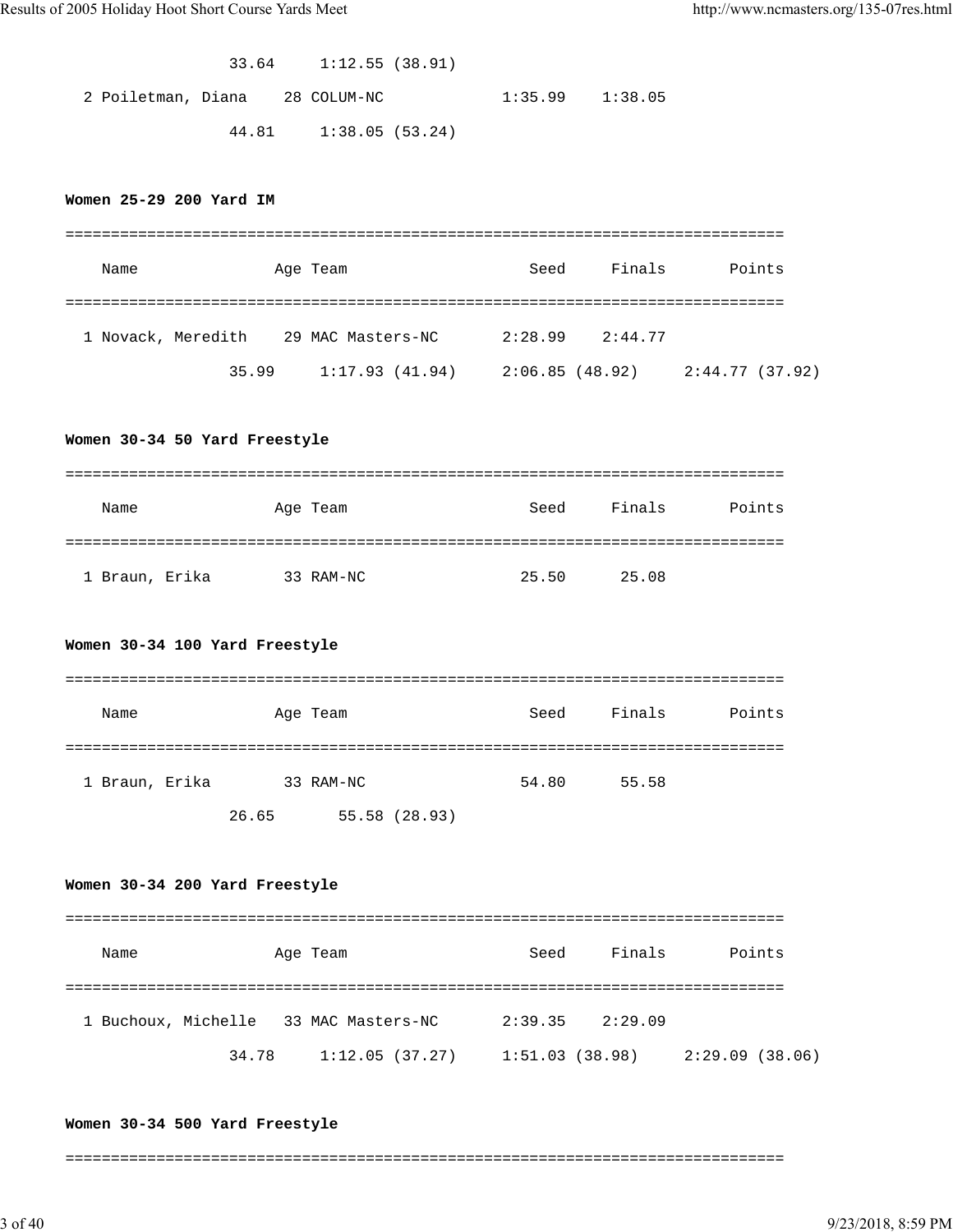```
                33.64     1:12.55 (38.91)
  2 Poiletman, Diana    28 COLUM-NC            1:35.99    1:38.05
                44.81     1:38.05 (53.24)
```

**Women 25-29 200 Yard IM**

```
===============================================================================
    Name               Age Team                    Seed     Finals       Points
===============================================================================
  1 Novack, Meredith    29 MAC Masters-NC       2:28.99    2:44.77
                35.99     1:17.93 (41.94)     2:06.85 (48.92)     2:44.77 (37.92)
```

**Women 30-34 50 Yard Freestyle**

```
===============================================================================
    Name               Age Team                    Seed     Finals       Points
===============================================================================
  1 Braun, Erika        33 RAM-NC                 25.50      25.08
```

**Women 30-34 100 Yard Freestyle**

```
===============================================================================
    Name               Age Team                    Seed     Finals       Points
===============================================================================
  1 Braun, Erika        33 RAM-NC                 54.80      55.58
                26.65       55.58 (28.93)
```

**Women 30-34 200 Yard Freestyle**

```
===============================================================================
    Name               Age Team                    Seed     Finals       Points
===============================================================================
  1 Buchoux, Michelle   33 MAC Masters-NC       2:39.35    2:29.09
                34.78     1:12.05 (37.27)     1:51.03 (38.98)     2:29.09 (38.06)
```

**Women 30-34 500 Yard Freestyle**

```
===============================================================================
```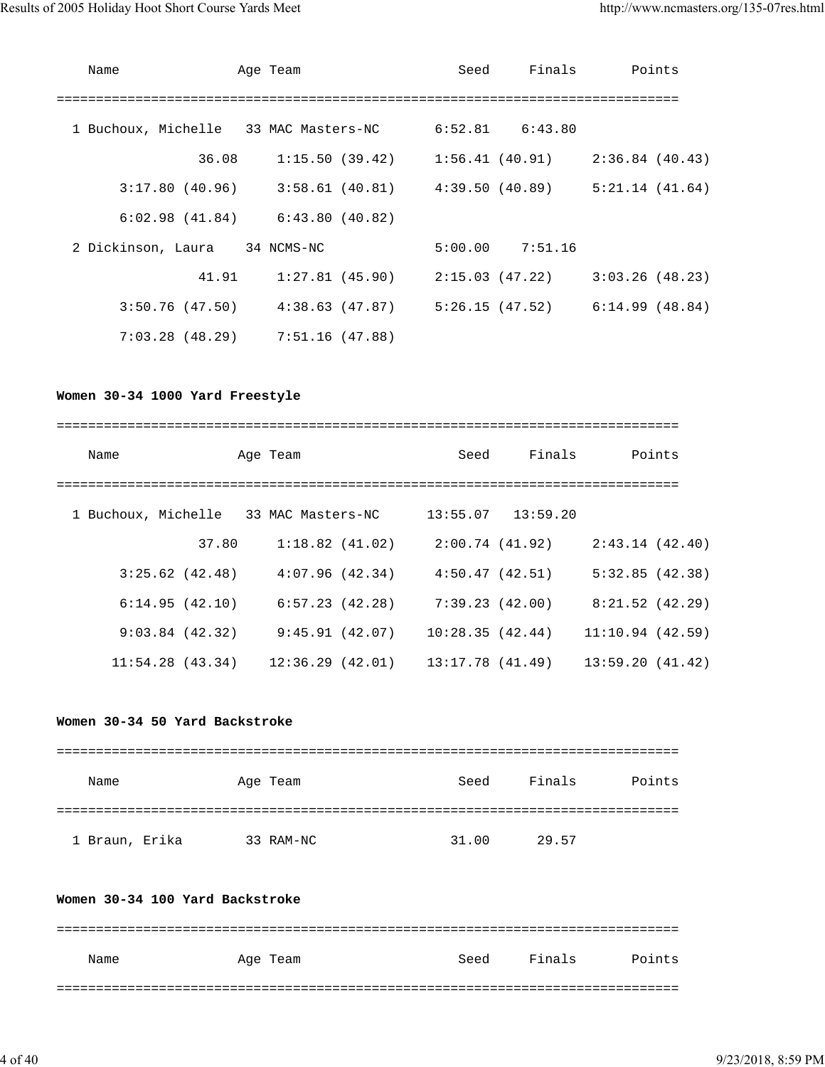| Name | Age | Team | Seed | Finals | Points |
|---|---|---|---|---|---|
| 1 Buchoux, Michelle | 33 | MAC Masters-NC | 6:52.81 | 6:43.80 | |

36.08 &nbsp; 1:15.50 (39.42) &nbsp; 1:56.41 (40.91) &nbsp; 2:36.84 (40.43)
3:17.80 (40.96) &nbsp; 3:58.61 (40.81) &nbsp; 4:39.50 (40.89) &nbsp; 5:21.14 (41.64)
6:02.98 (41.84) &nbsp; 6:43.80 (40.82)

| Name | Age | Team | Seed | Finals | Points |
|---|---|---|---|---|---|
| 2 Dickinson, Laura | 34 | NCMS-NC | 5:00.00 | 7:51.16 | |

41.91 &nbsp; 1:27.81 (45.90) &nbsp; 2:15.03 (47.22) &nbsp; 3:03.26 (48.23)
3:50.76 (47.50) &nbsp; 4:38.63 (47.87) &nbsp; 5:26.15 (47.52) &nbsp; 6:14.99 (48.84)
7:03.28 (48.29) &nbsp; 7:51.16 (47.88)

**Women 30-34 1000 Yard Freestyle**

| Name | Age | Team | Seed | Finals | Points |
|---|---|---|---|---|---|
| 1 Buchoux, Michelle | 33 | MAC Masters-NC | 13:55.07 | 13:59.20 | |

37.80 &nbsp; 1:18.82 (41.02) &nbsp; 2:00.74 (41.92) &nbsp; 2:43.14 (42.40)
3:25.62 (42.48) &nbsp; 4:07.96 (42.34) &nbsp; 4:50.47 (42.51) &nbsp; 5:32.85 (42.38)
6:14.95 (42.10) &nbsp; 6:57.23 (42.28) &nbsp; 7:39.23 (42.00) &nbsp; 8:21.52 (42.29)
9:03.84 (42.32) &nbsp; 9:45.91 (42.07) &nbsp; 10:28.35 (42.44) &nbsp; 11:10.94 (42.59)
11:54.28 (43.34) &nbsp; 12:36.29 (42.01) &nbsp; 13:17.78 (41.49) &nbsp; 13:59.20 (41.42)

**Women 30-34 50 Yard Backstroke**

| Name | Age | Team | Seed | Finals | Points |
|---|---|---|---|---|---|
| 1 Braun, Erika | 33 | RAM-NC | 31.00 | 29.57 | |

**Women 30-34 100 Yard Backstroke**

| Name | Age | Team | Seed | Finals | Points |
|---|---|---|---|---|---|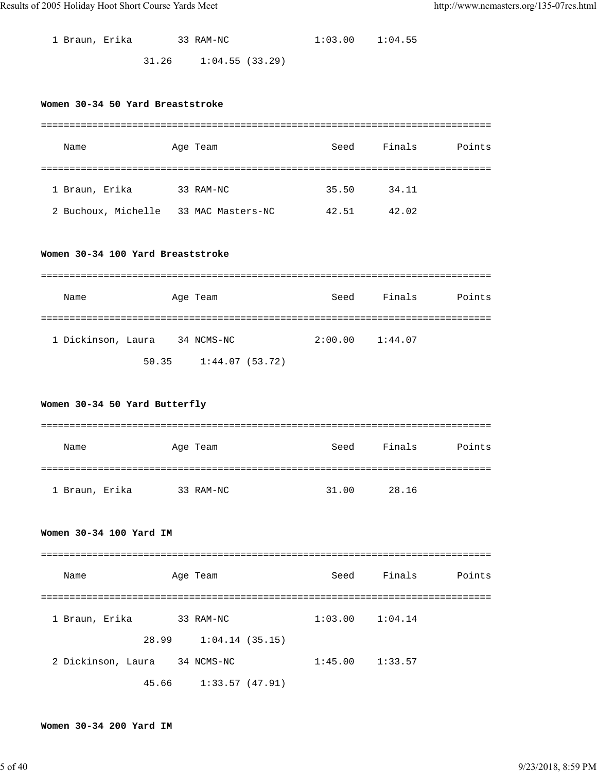| | | | | |
|---|---|---|---|---|
| 1 Braun, Erika | 33 RAM-NC | 1:03.00 | 1:04.55 | |
| 31.26 | 1:04.55 (33.29) | | | |

**Women 30-34 50 Yard Breaststroke**

| Name | Age Team | Seed | Finals | Points |
|---|---|---|---|---|
| 1 Braun, Erika | 33 RAM-NC | 35.50 | 34.11 | |
| 2 Buchoux, Michelle | 33 MAC Masters-NC | 42.51 | 42.02 | |

**Women 30-34 100 Yard Breaststroke**

| Name | Age Team | Seed | Finals | Points |
|---|---|---|---|---|
| 1 Dickinson, Laura | 34 NCMS-NC | 2:00.00 | 1:44.07 | |
| 50.35 | 1:44.07 (53.72) | | | |

**Women 30-34 50 Yard Butterfly**

| Name | Age Team | Seed | Finals | Points |
|---|---|---|---|---|
| 1 Braun, Erika | 33 RAM-NC | 31.00 | 28.16 | |

**Women 30-34 100 Yard IM**

| Name | Age Team | Seed | Finals | Points |
|---|---|---|---|---|
| 1 Braun, Erika | 33 RAM-NC | 1:03.00 | 1:04.14 | |
| 28.99 | 1:04.14 (35.15) | | | |
| 2 Dickinson, Laura | 34 NCMS-NC | 1:45.00 | 1:33.57 | |
| 45.66 | 1:33.57 (47.91) | | | |

**Women 30-34 200 Yard IM**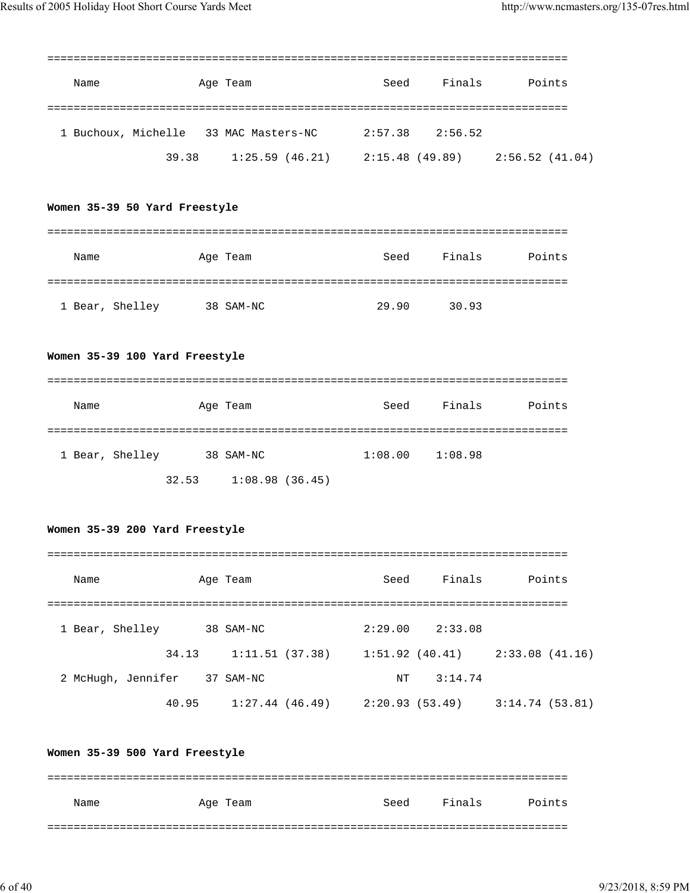```
===============================================================================
    Name               Age Team                    Seed     Finals       Points
===============================================================================
  1 Buchoux, Michelle   33 MAC Masters-NC       2:57.38    2:56.52
                 39.38     1:25.59 (46.21)     2:15.48 (49.89)     2:56.52 (41.04)
```

**Women 35-39 50 Yard Freestyle**

```
===============================================================================
    Name               Age Team                    Seed     Finals       Points
===============================================================================
  1 Bear, Shelley       38 SAM-NC                 29.90      30.93
```

**Women 35-39 100 Yard Freestyle**

```
===============================================================================
    Name               Age Team                    Seed     Finals       Points
===============================================================================
  1 Bear, Shelley       38 SAM-NC               1:08.00    1:08.98
                 32.53     1:08.98 (36.45)
```

**Women 35-39 200 Yard Freestyle**

```
===============================================================================
    Name               Age Team                    Seed     Finals       Points
===============================================================================
  1 Bear, Shelley       38 SAM-NC               2:29.00    2:33.08
                 34.13     1:11.51 (37.38)     1:51.92 (40.41)     2:33.08 (41.16)
  2 McHugh, Jennifer    37 SAM-NC                    NT    3:14.74
                 40.95     1:27.44 (46.49)     2:20.93 (53.49)     3:14.74 (53.81)
```

**Women 35-39 500 Yard Freestyle**

```
===============================================================================
    Name               Age Team                    Seed     Finals       Points
===============================================================================
```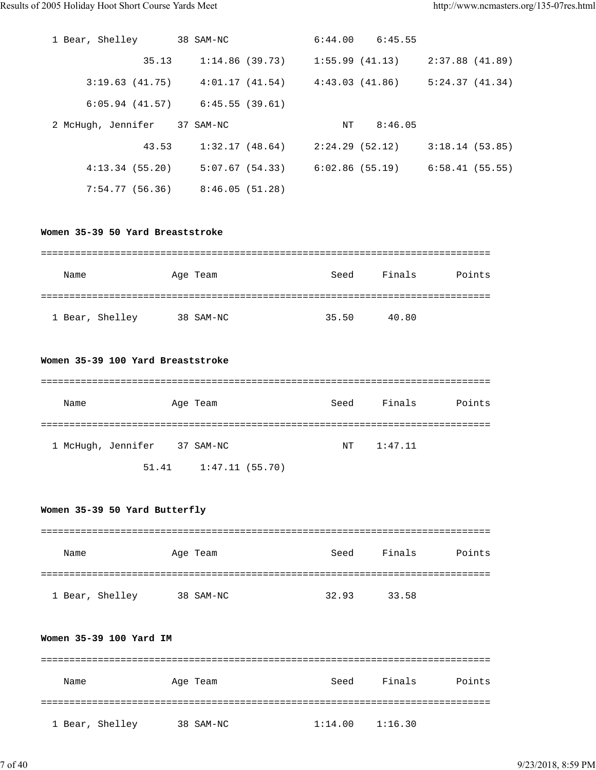```
  1 Bear, Shelley       38 SAM-NC              6:44.00    6:45.55
                35.13     1:14.86 (39.73)     1:55.99 (41.13)     2:37.88 (41.89)
      3:19.63 (41.75)     4:01.17 (41.54)     4:43.03 (41.86)     5:24.37 (41.34)
      6:05.94 (41.57)     6:45.55 (39.61)
  2 McHugh, Jennifer    37 SAM-NC                   NT    8:46.05
                43.53     1:32.17 (48.64)     2:24.29 (52.12)     3:18.14 (53.85)
      4:13.34 (55.20)     5:07.67 (54.33)     6:02.86 (55.19)     6:58.41 (55.55)
      7:54.77 (56.36)     8:46.05 (51.28)
```

**Women 35-39 50 Yard Breaststroke**

```
===============================================================================
    Name              Age Team                    Seed     Finals      Points
===============================================================================
  1 Bear, Shelley       38 SAM-NC                35.50      40.80
```

**Women 35-39 100 Yard Breaststroke**

```
===============================================================================
    Name              Age Team                    Seed     Finals      Points
===============================================================================
  1 McHugh, Jennifer    37 SAM-NC                   NT    1:47.11
                51.41     1:47.11 (55.70)
```

**Women 35-39 50 Yard Butterfly**

```
===============================================================================
    Name              Age Team                    Seed     Finals      Points
===============================================================================
  1 Bear, Shelley       38 SAM-NC                32.93      33.58
```

**Women 35-39 100 Yard IM**

```
===============================================================================
    Name              Age Team                    Seed     Finals      Points
===============================================================================
  1 Bear, Shelley       38 SAM-NC              1:14.00    1:16.30
```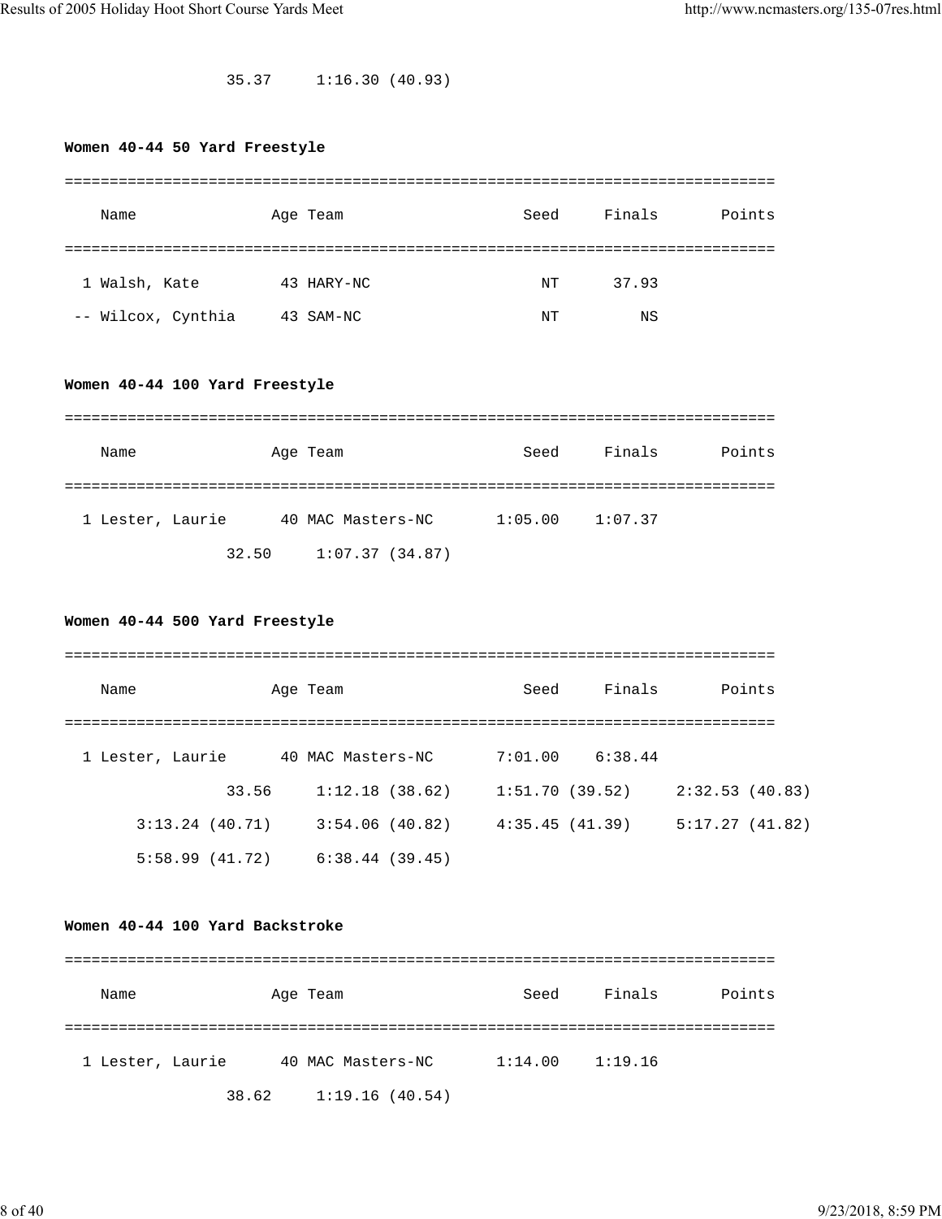35.37     1:16.30 (40.93)

**Women 40-44 50 Yard Freestyle**

| | Name | Age | Team | Seed | Finals | Points |
|---|---|---|---|---|---|---|
| 1 | Walsh, Kate | 43 | HARY-NC | NT | 37.93 | |
| -- | Wilcox, Cynthia | 43 | SAM-NC | NT | NS | |

**Women 40-44 100 Yard Freestyle**

| | Name | Age | Team | Seed | Finals | Points |
|---|---|---|---|---|---|---|
| 1 | Lester, Laurie | 40 | MAC Masters-NC | 1:05.00 | 1:07.37 | |

32.50     1:07.37 (34.87)

**Women 40-44 500 Yard Freestyle**

| | Name | Age | Team | Seed | Finals | Points |
|---|---|---|---|---|---|---|
| 1 | Lester, Laurie | 40 | MAC Masters-NC | 7:01.00 | 6:38.44 | |

33.56     1:12.18 (38.62)     1:51.70 (39.52)     2:32.53 (40.83)
3:13.24 (40.71)     3:54.06 (40.82)     4:35.45 (41.39)     5:17.27 (41.82)
5:58.99 (41.72)     6:38.44 (39.45)

**Women 40-44 100 Yard Backstroke**

| | Name | Age | Team | Seed | Finals | Points |
|---|---|---|---|---|---|---|
| 1 | Lester, Laurie | 40 | MAC Masters-NC | 1:14.00 | 1:19.16 | |

38.62     1:19.16 (40.54)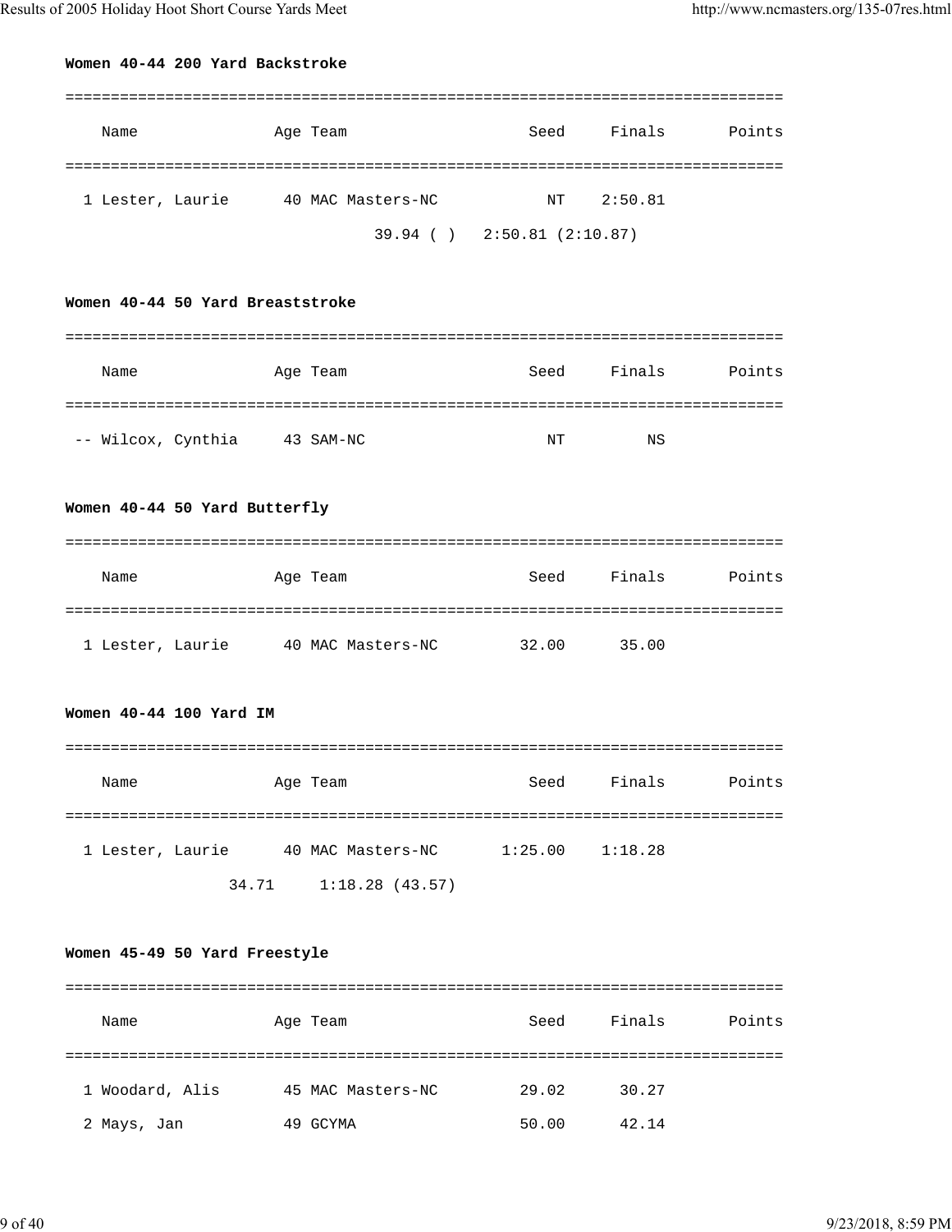**Women 40-44 200 Yard Backstroke**

| | Name | Age | Team | Seed | Finals | Points |
|---|---|---|---|---|---|---|
| 1 | Lester, Laurie | 40 | MAC Masters-NC | NT | 2:50.81 | |

39.94 ( ) 2:50.81 (2:10.87)

**Women 40-44 50 Yard Breaststroke**

| | Name | Age | Team | Seed | Finals | Points |
|---|---|---|---|---|---|---|
| -- | Wilcox, Cynthia | 43 | SAM-NC | NT | NS | |

**Women 40-44 50 Yard Butterfly**

| | Name | Age | Team | Seed | Finals | Points |
|---|---|---|---|---|---|---|
| 1 | Lester, Laurie | 40 | MAC Masters-NC | 32.00 | 35.00 | |

**Women 40-44 100 Yard IM**

| | Name | Age | Team | Seed | Finals | Points |
|---|---|---|---|---|---|---|
| 1 | Lester, Laurie | 40 | MAC Masters-NC | 1:25.00 | 1:18.28 | |

34.71 1:18.28 (43.57)

**Women 45-49 50 Yard Freestyle**

| | Name | Age | Team | Seed | Finals | Points |
|---|---|---|---|---|---|---|
| 1 | Woodard, Alis | 45 | MAC Masters-NC | 29.02 | 30.27 | |
| 2 | Mays, Jan | 49 | GCYMA | 50.00 | 42.14 | |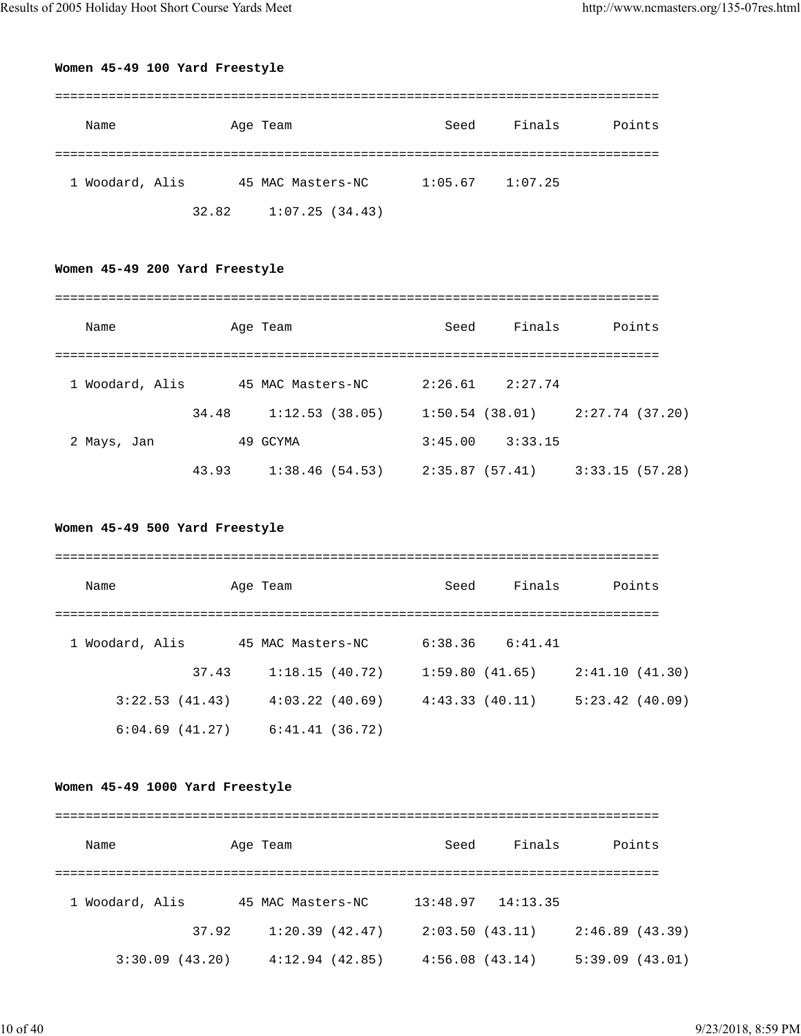**Women 45-49 100 Yard Freestyle**

```
===============================================================================
    Name                Age Team                    Seed     Finals       Points
===============================================================================
  1 Woodard, Alis       45 MAC Masters-NC       1:05.67    1:07.25
                 32.82     1:07.25 (34.43)
```

**Women 45-49 200 Yard Freestyle**

```
===============================================================================
    Name                Age Team                    Seed     Finals       Points
===============================================================================
  1 Woodard, Alis       45 MAC Masters-NC       2:26.61    2:27.74
                 34.48     1:12.53 (38.05)     1:50.54 (38.01)     2:27.74 (37.20)
  2 Mays, Jan           49 GCYMA                3:45.00    3:33.15
                 43.93     1:38.46 (54.53)     2:35.87 (57.41)     3:33.15 (57.28)
```

**Women 45-49 500 Yard Freestyle**

```
===============================================================================
    Name                Age Team                    Seed     Finals       Points
===============================================================================
  1 Woodard, Alis       45 MAC Masters-NC       6:38.36    6:41.41
                 37.43     1:18.15 (40.72)     1:59.80 (41.65)     2:41.10 (41.30)
       3:22.53 (41.43)     4:03.22 (40.69)     4:43.33 (40.11)     5:23.42 (40.09)
       6:04.69 (41.27)     6:41.41 (36.72)
```

**Women 45-49 1000 Yard Freestyle**

```
===============================================================================
    Name                Age Team                    Seed     Finals       Points
===============================================================================
  1 Woodard, Alis       45 MAC Masters-NC      13:48.97   14:13.35
                 37.92     1:20.39 (42.47)     2:03.50 (43.11)     2:46.89 (43.39)
       3:30.09 (43.20)     4:12.94 (42.85)     4:56.08 (43.14)     5:39.09 (43.01)
```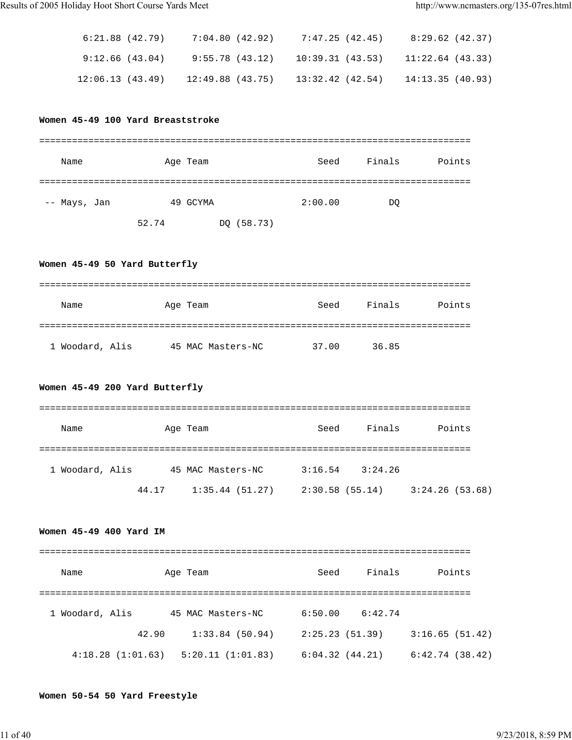```
      6:21.88 (42.79)     7:04.80 (42.92)     7:47.25 (42.45)     8:29.62 (42.37)
      9:12.66 (43.04)     9:55.78 (43.12)    10:39.31 (43.53)    11:22.64 (43.33)
     12:06.13 (43.49)    12:49.88 (43.75)    13:32.42 (42.54)    14:13.35 (40.93)
```

**Women 45-49 100 Yard Breaststroke**

```
===============================================================================
    Name              Age Team                    Seed     Finals       Points
===============================================================================
 -- Mays, Jan          49 GCYMA                2:00.00         DQ              
               52.74          DQ (58.73)
```

**Women 45-49 50 Yard Butterfly**

```
===============================================================================
    Name              Age Team                    Seed     Finals       Points
===============================================================================
  1 Woodard, Alis      45 MAC Masters-NC         37.00      36.85              
```

**Women 45-49 200 Yard Butterfly**

```
===============================================================================
    Name              Age Team                    Seed     Finals       Points
===============================================================================
  1 Woodard, Alis      45 MAC Masters-NC       3:16.54    3:24.26              
               44.17     1:35.44 (51.27)     2:30.58 (55.14)     3:24.26 (53.68)
```

**Women 45-49 400 Yard IM**

```
===============================================================================
    Name              Age Team                    Seed     Finals       Points
===============================================================================
  1 Woodard, Alis      45 MAC Masters-NC       6:50.00    6:42.74              
               42.90     1:33.84 (50.94)     2:25.23 (51.39)     3:16.65 (51.42)
     4:18.28 (1:01.63)   5:20.11 (1:01.83)     6:04.32 (44.21)     6:42.74 (38.42)
```

**Women 50-54 50 Yard Freestyle**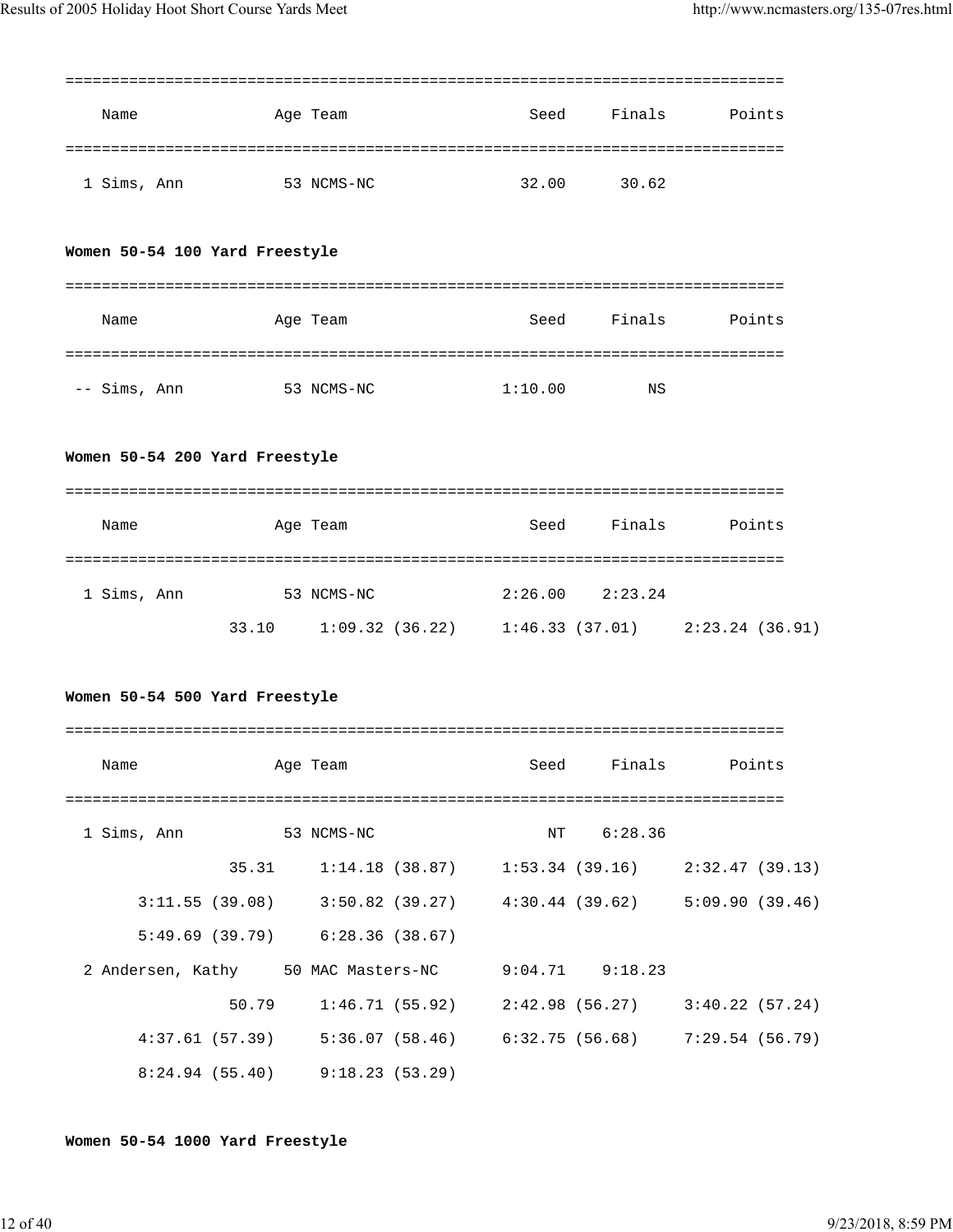| Name | Age | Team | Seed | Finals | Points |
|---|---|---|---|---|---|
| 1 Sims, Ann | 53 | NCMS-NC | 32.00 | 30.62 | |

**Women 50-54 100 Yard Freestyle**

| Name | Age | Team | Seed | Finals | Points |
|---|---|---|---|---|---|
| -- Sims, Ann | 53 | NCMS-NC | 1:10.00 | NS | |

**Women 50-54 200 Yard Freestyle**

| Name | Age | Team | Seed | Finals | Points |
|---|---|---|---|---|---|
| 1 Sims, Ann | 53 | NCMS-NC | 2:26.00 | 2:23.24 | |

```
33.10     1:09.32 (36.22)     1:46.33 (37.01)     2:23.24 (36.91)
```

**Women 50-54 500 Yard Freestyle**

| Name | Age | Team | Seed | Finals | Points |
|---|---|---|---|---|---|
| 1 Sims, Ann | 53 | NCMS-NC | NT | 6:28.36 | |
| 2 Andersen, Kathy | 50 | MAC Masters-NC | 9:04.71 | 9:18.23 | |

Sims, Ann splits:

```
           35.31     1:14.18 (38.87)     1:53.34 (39.16)     2:32.47 (39.13)
 3:11.55 (39.08)     3:50.82 (39.27)     4:30.44 (39.62)     5:09.90 (39.46)
 5:49.69 (39.79)     6:28.36 (38.67)
```

Andersen, Kathy splits:

```
           50.79     1:46.71 (55.92)     2:42.98 (56.27)     3:40.22 (57.24)
 4:37.61 (57.39)     5:36.07 (58.46)     6:32.75 (56.68)     7:29.54 (56.79)
 8:24.94 (55.40)     9:18.23 (53.29)
```

**Women 50-54 1000 Yard Freestyle**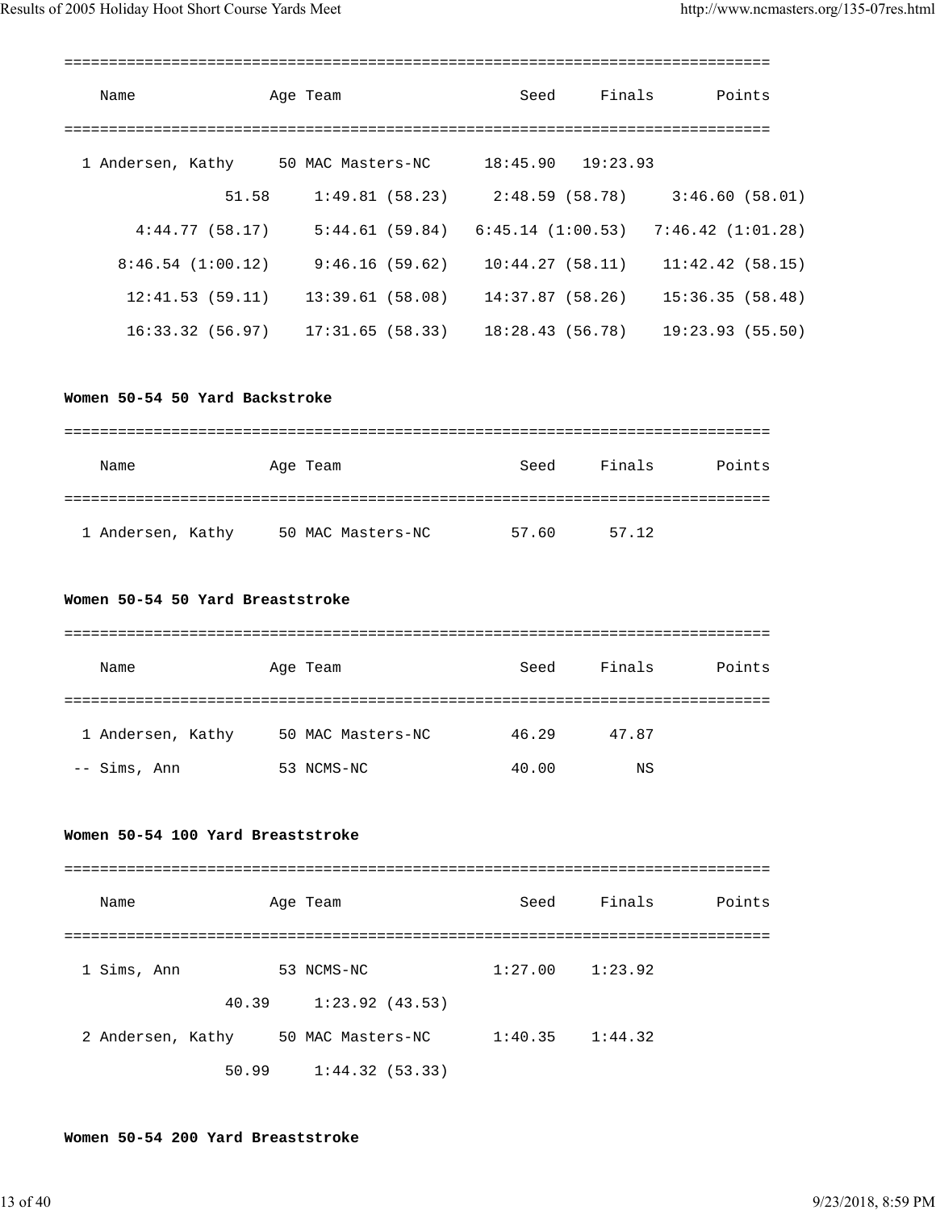| | Name | Age | Team | Seed | Finals | Points |
|---|---|---|---|---|---|---|
| 1 | Andersen, Kathy | 50 | MAC Masters-NC | 18:45.90 | 19:23.93 | |

51.58 1:49.81 (58.23) 2:48.59 (58.78) 3:46.60 (58.01)
4:44.77 (58.17) 5:44.61 (59.84) 6:45.14 (1:00.53) 7:46.42 (1:01.28)
8:46.54 (1:00.12) 9:46.16 (59.62) 10:44.27 (58.11) 11:42.42 (58.15)
12:41.53 (59.11) 13:39.61 (58.08) 14:37.87 (58.26) 15:36.35 (58.48)
16:33.32 (56.97) 17:31.65 (58.33) 18:28.43 (56.78) 19:23.93 (55.50)

**Women 50-54 50 Yard Backstroke**

| | Name | Age | Team | Seed | Finals | Points |
|---|---|---|---|---|---|---|
| 1 | Andersen, Kathy | 50 | MAC Masters-NC | 57.60 | 57.12 | |

**Women 50-54 50 Yard Breaststroke**

| | Name | Age | Team | Seed | Finals | Points |
|---|---|---|---|---|---|---|
| 1 | Andersen, Kathy | 50 | MAC Masters-NC | 46.29 | 47.87 | |
| -- | Sims, Ann | 53 | NCMS-NC | 40.00 | NS | |

**Women 50-54 100 Yard Breaststroke**

| | Name | Age | Team | Seed | Finals | Points |
|---|---|---|---|---|---|---|
| 1 | Sims, Ann | 53 | NCMS-NC | 1:27.00 | 1:23.92 | |
| | 40.39 1:23.92 (43.53) | | | | | |
| 2 | Andersen, Kathy | 50 | MAC Masters-NC | 1:40.35 | 1:44.32 | |
| | 50.99 1:44.32 (53.33) | | | | | |

**Women 50-54 200 Yard Breaststroke**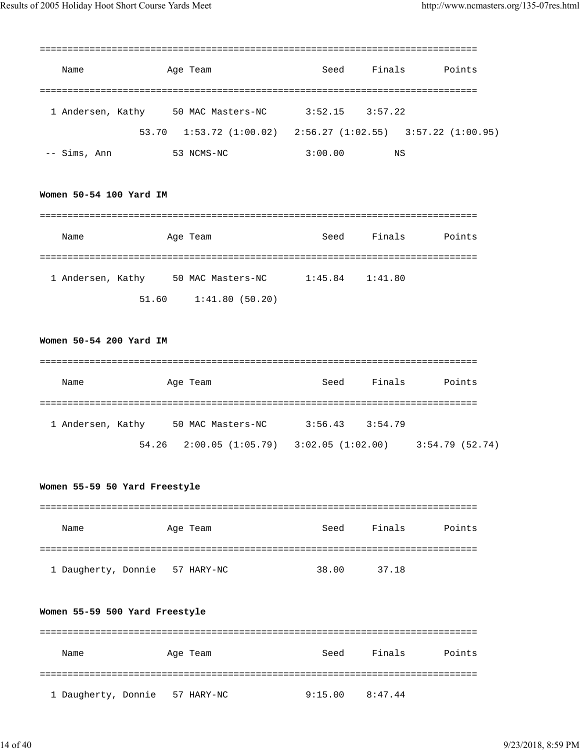| Name | Age | Team | Seed | Finals | Points |
|---|---|---|---|---|---|
| 1 Andersen, Kathy | 50 | MAC Masters-NC | 3:52.15 | 3:57.22 | |
| 53.70 1:53.72 (1:00.02) 2:56.27 (1:02.55) 3:57.22 (1:00.95) | | | | | |
| -- Sims, Ann | 53 | NCMS-NC | 3:00.00 | NS | |

**Women 50-54 100 Yard IM**

| Name | Age | Team | Seed | Finals | Points |
|---|---|---|---|---|---|
| 1 Andersen, Kathy | 50 | MAC Masters-NC | 1:45.84 | 1:41.80 | |
| 51.60 1:41.80 (50.20) | | | | | |

**Women 50-54 200 Yard IM**

| Name | Age | Team | Seed | Finals | Points |
|---|---|---|---|---|---|
| 1 Andersen, Kathy | 50 | MAC Masters-NC | 3:56.43 | 3:54.79 | |
| 54.26 2:00.05 (1:05.79) 3:02.05 (1:02.00) 3:54.79 (52.74) | | | | | |

**Women 55-59 50 Yard Freestyle**

| Name | Age | Team | Seed | Finals | Points |
|---|---|---|---|---|---|
| 1 Daugherty, Donnie | 57 | HARY-NC | 38.00 | 37.18 | |

**Women 55-59 500 Yard Freestyle**

| Name | Age | Team | Seed | Finals | Points |
|---|---|---|---|---|---|
| 1 Daugherty, Donnie | 57 | HARY-NC | 9:15.00 | 8:47.44 | |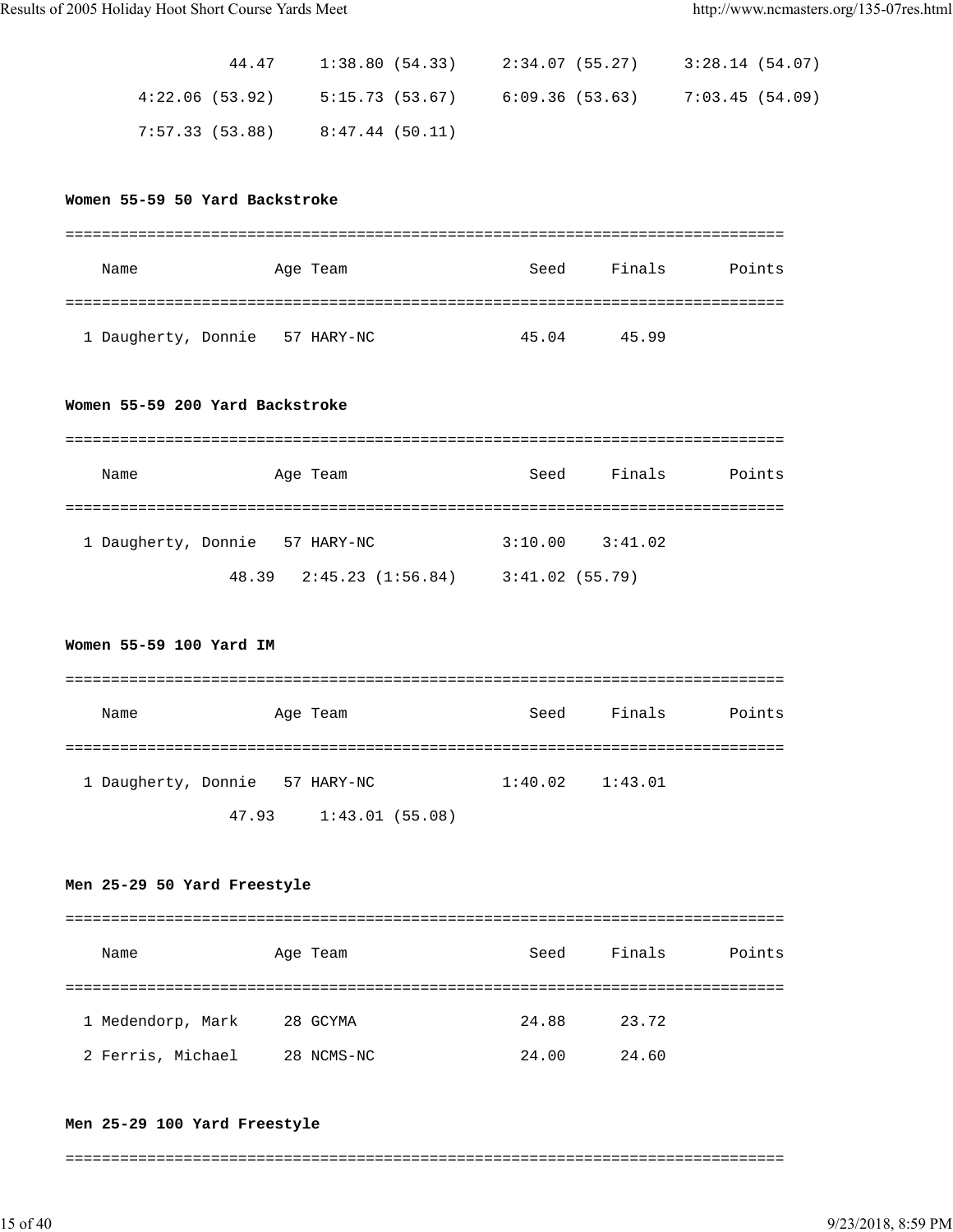```
              44.47     1:38.80 (54.33)     2:34.07 (55.27)     3:28.14 (54.07)
    4:22.06 (53.92)     5:15.73 (53.67)     6:09.36 (53.63)     7:03.45 (54.09)
    7:57.33 (53.88)     8:47.44 (50.11)
```

**Women 55-59 50 Yard Backstroke**

```
===============================================================================
    Name              Age Team                    Seed     Finals       Points
===============================================================================
  1 Daugherty, Donnie   57 HARY-NC               45.04      45.99
```

**Women 55-59 200 Yard Backstroke**

```
===============================================================================
    Name              Age Team                    Seed     Finals       Points
===============================================================================
  1 Daugherty, Donnie   57 HARY-NC             3:10.00    3:41.02
              48.39   2:45.23 (1:56.84)     3:41.02 (55.79)
```

**Women 55-59 100 Yard IM**

```
===============================================================================
    Name              Age Team                    Seed     Finals       Points
===============================================================================
  1 Daugherty, Donnie   57 HARY-NC             1:40.02    1:43.01
              47.93     1:43.01 (55.08)
```

**Men 25-29 50 Yard Freestyle**

```
===============================================================================
    Name              Age Team                    Seed     Finals       Points
===============================================================================
  1 Medendorp, Mark     28 GCYMA                 24.88      23.72
  2 Ferris, Michael     28 NCMS-NC               24.00      24.60
```

**Men 25-29 100 Yard Freestyle**

```
===============================================================================
```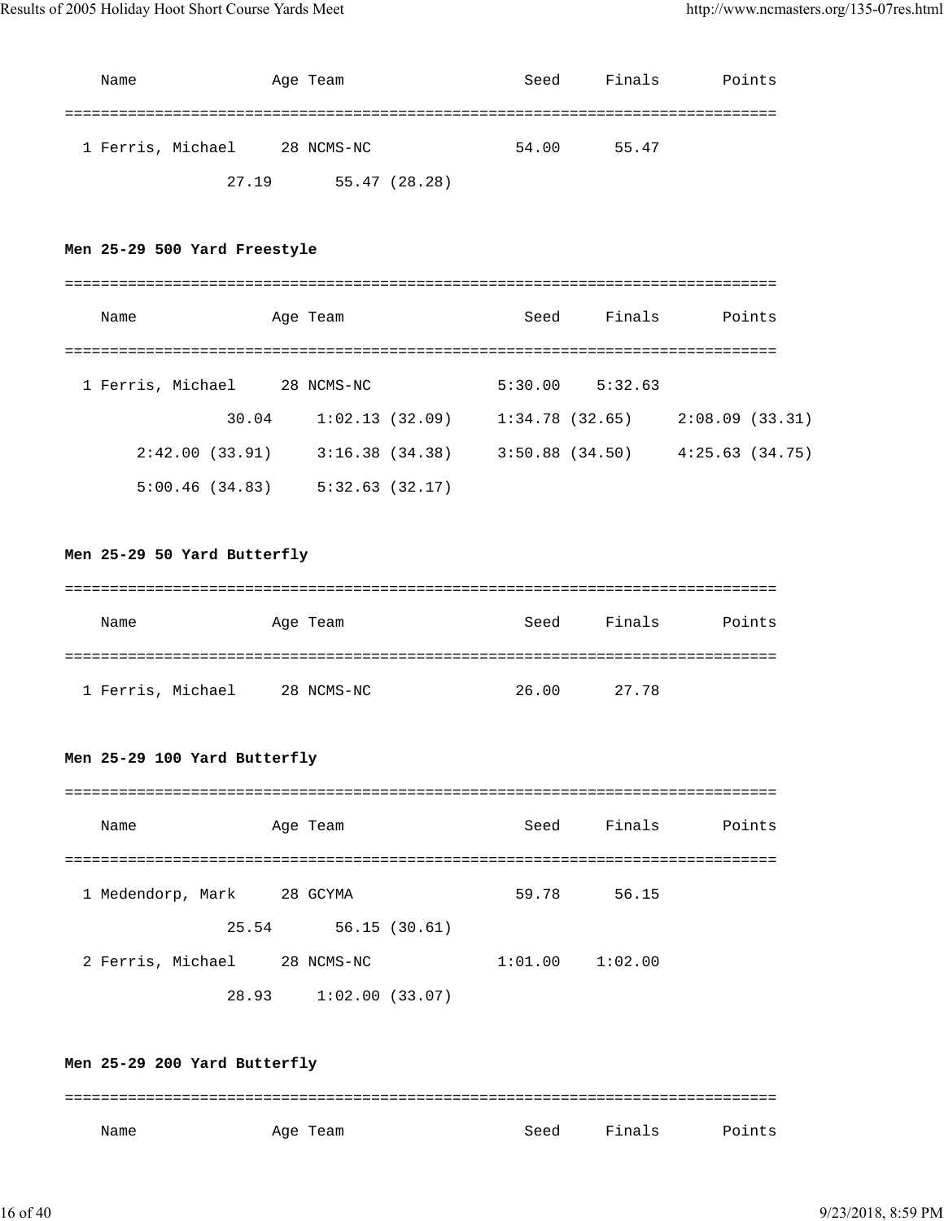| Name | Age | Team | Seed | Finals | Points |
|---|---|---|---|---|---|
| 1 Ferris, Michael | 28 | NCMS-NC | 54.00 | 55.47 | |

27.19     55.47 (28.28)

**Men 25-29 500 Yard Freestyle**

| Name | Age | Team | Seed | Finals | Points |
|---|---|---|---|---|---|
| 1 Ferris, Michael | 28 | NCMS-NC | 5:30.00 | 5:32.63 | |

30.04     1:02.13 (32.09)     1:34.78 (32.65)     2:08.09 (33.31)
2:42.00 (33.91)     3:16.38 (34.38)     3:50.88 (34.50)     4:25.63 (34.75)
5:00.46 (34.83)     5:32.63 (32.17)

**Men 25-29 50 Yard Butterfly**

| Name | Age | Team | Seed | Finals | Points |
|---|---|---|---|---|---|
| 1 Ferris, Michael | 28 | NCMS-NC | 26.00 | 27.78 | |

**Men 25-29 100 Yard Butterfly**

| Name | Age | Team | Seed | Finals | Points |
|---|---|---|---|---|---|
| 1 Medendorp, Mark | 28 | GCYMA | 59.78 | 56.15 | |
| 25.54 | | 56.15 (30.61) | | | |
| 2 Ferris, Michael | 28 | NCMS-NC | 1:01.00 | 1:02.00 | |
| 28.93 | | 1:02.00 (33.07) | | | |

**Men 25-29 200 Yard Butterfly**

| Name | Age | Team | Seed | Finals | Points |
|---|---|---|---|---|---|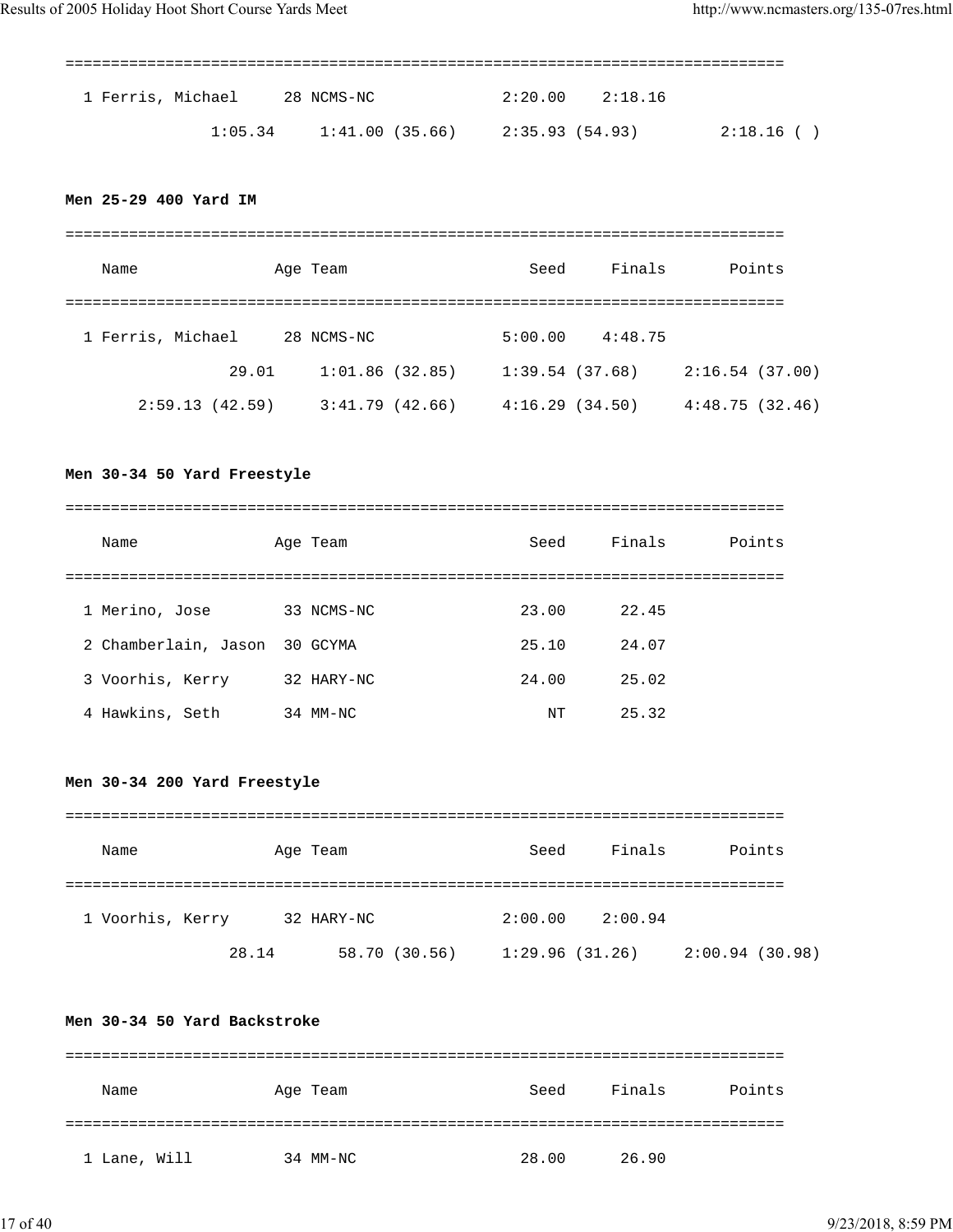```
===============================================================================
  1 Ferris, Michael     28 NCMS-NC             2:20.00    2:18.16
              1:05.34     1:41.00 (35.66)     2:35.93 (54.93)         2:18.16 ( )
```

**Men 25-29 400 Yard IM**

```
===============================================================================
    Name               Age Team                    Seed     Finals       Points
===============================================================================
  1 Ferris, Michael     28 NCMS-NC             5:00.00    4:48.75
                29.01     1:01.86 (32.85)     1:39.54 (37.68)     2:16.54 (37.00)
        2:59.13 (42.59)     3:41.79 (42.66)     4:16.29 (34.50)     4:48.75 (32.46)
```

**Men 30-34 50 Yard Freestyle**

```
===============================================================================
    Name               Age Team                    Seed     Finals       Points
===============================================================================
  1 Merino, Jose        33 NCMS-NC               23.00      22.45
  2 Chamberlain, Jason  30 GCYMA                 25.10      24.07
  3 Voorhis, Kerry      32 HARY-NC               24.00      25.02
  4 Hawkins, Seth       34 MM-NC                    NT      25.32
```

**Men 30-34 200 Yard Freestyle**

```
===============================================================================
    Name               Age Team                    Seed     Finals       Points
===============================================================================
  1 Voorhis, Kerry      32 HARY-NC             2:00.00    2:00.94
                28.14       58.70 (30.56)     1:29.96 (31.26)     2:00.94 (30.98)
```

**Men 30-34 50 Yard Backstroke**

```
===============================================================================
    Name               Age Team                    Seed     Finals       Points
===============================================================================
  1 Lane, Will          34 MM-NC                 28.00      26.90
```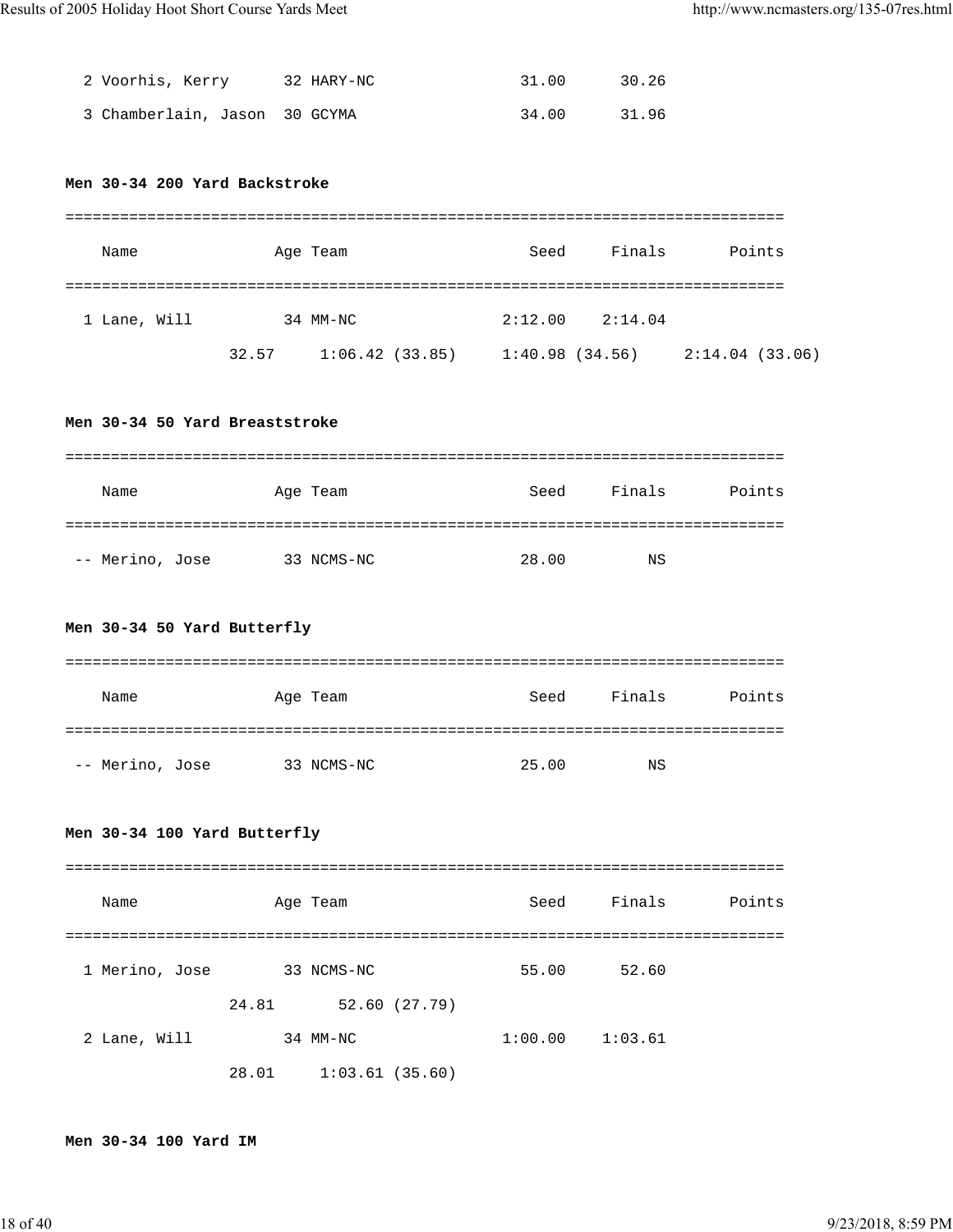| | Name | Age | Team | Seed | Finals | Points |
|---|---|---|---|---|---|---|
| 2 | Voorhis, Kerry | 32 | HARY-NC | 31.00 | 30.26 | |
| 3 | Chamberlain, Jason | 30 | GCYMA | 34.00 | 31.96 | |

**Men 30-34 200 Yard Backstroke**

| | Name | Age | Team | Seed | Finals | Points |
|---|---|---|---|---|---|---|
| 1 | Lane, Will | 34 | MM-NC | 2:12.00 | 2:14.04 | |

32.57 1:06.42 (33.85) 1:40.98 (34.56) 2:14.04 (33.06)

**Men 30-34 50 Yard Breaststroke**

| | Name | Age | Team | Seed | Finals | Points |
|---|---|---|---|---|---|---|
| -- | Merino, Jose | 33 | NCMS-NC | 28.00 | NS | |

**Men 30-34 50 Yard Butterfly**

| | Name | Age | Team | Seed | Finals | Points |
|---|---|---|---|---|---|---|
| -- | Merino, Jose | 33 | NCMS-NC | 25.00 | NS | |

**Men 30-34 100 Yard Butterfly**

| | Name | Age | Team | Seed | Finals | Points |
|---|---|---|---|---|---|---|
| 1 | Merino, Jose | 33 | NCMS-NC | 55.00 | 52.60 | |
| | 24.81 52.60 (27.79) | | | | | |
| 2 | Lane, Will | 34 | MM-NC | 1:00.00 | 1:03.61 | |
| | 28.01 1:03.61 (35.60) | | | | | |

**Men 30-34 100 Yard IM**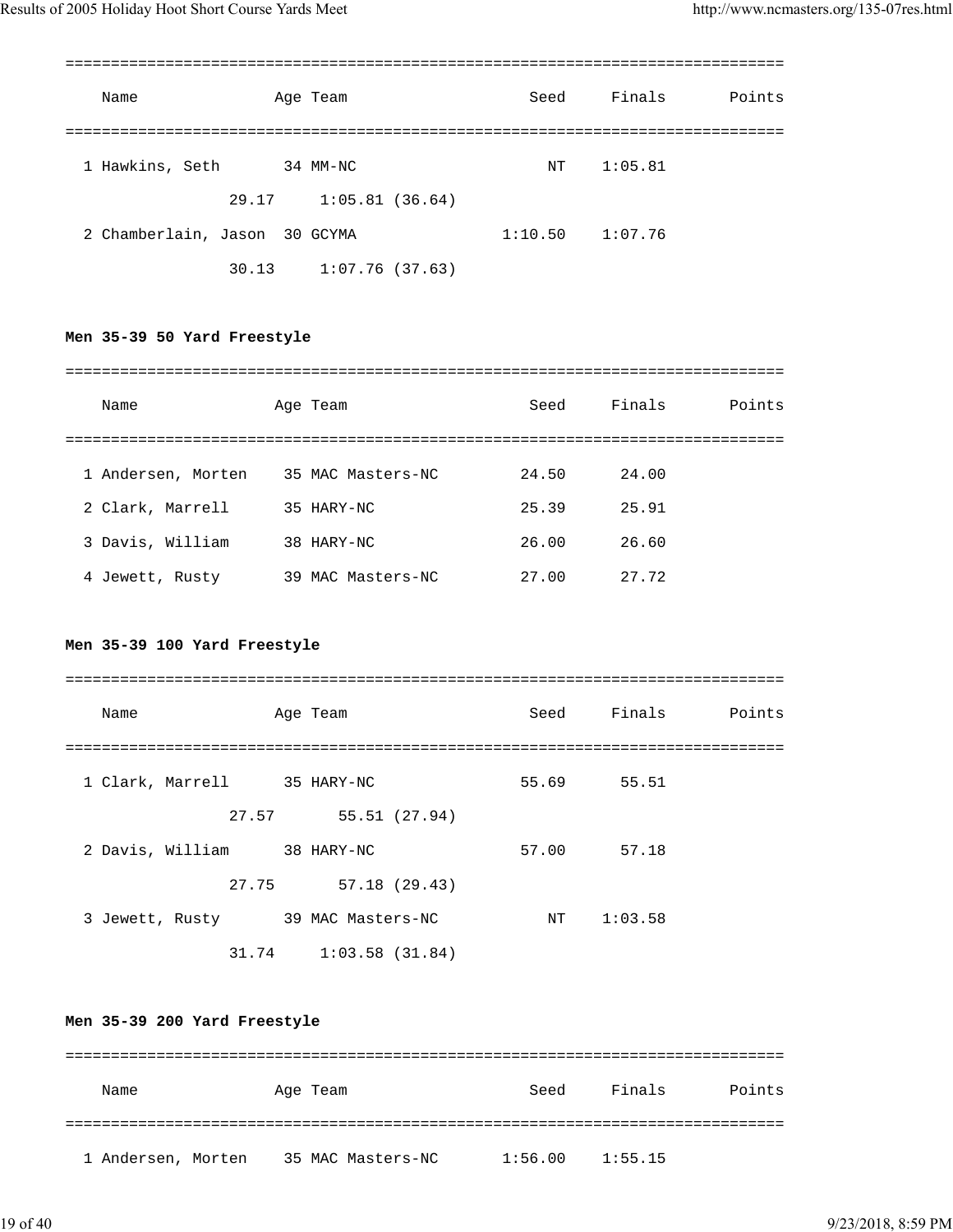| Name | Age | Team | Seed | Finals | Points |
|---|---|---|---|---|---|
| 1 Hawkins, Seth | 34 | MM-NC | NT | 1:05.81 | |
| 29.17 | | 1:05.81 (36.64) | | | |
| 2 Chamberlain, Jason | 30 | GCYMA | 1:10.50 | 1:07.76 | |
| 30.13 | | 1:07.76 (37.63) | | | |

**Men 35-39 50 Yard Freestyle**

| Name | Age | Team | Seed | Finals | Points |
|---|---|---|---|---|---|
| 1 Andersen, Morten | 35 | MAC Masters-NC | 24.50 | 24.00 | |
| 2 Clark, Marrell | 35 | HARY-NC | 25.39 | 25.91 | |
| 3 Davis, William | 38 | HARY-NC | 26.00 | 26.60 | |
| 4 Jewett, Rusty | 39 | MAC Masters-NC | 27.00 | 27.72 | |

**Men 35-39 100 Yard Freestyle**

| Name | Age | Team | Seed | Finals | Points |
|---|---|---|---|---|---|
| 1 Clark, Marrell | 35 | HARY-NC | 55.69 | 55.51 | |
| 27.57 | | 55.51 (27.94) | | | |
| 2 Davis, William | 38 | HARY-NC | 57.00 | 57.18 | |
| 27.75 | | 57.18 (29.43) | | | |
| 3 Jewett, Rusty | 39 | MAC Masters-NC | NT | 1:03.58 | |
| 31.74 | | 1:03.58 (31.84) | | | |

**Men 35-39 200 Yard Freestyle**

| Name | Age | Team | Seed | Finals | Points |
|---|---|---|---|---|---|
| 1 Andersen, Morten | 35 | MAC Masters-NC | 1:56.00 | 1:55.15 | |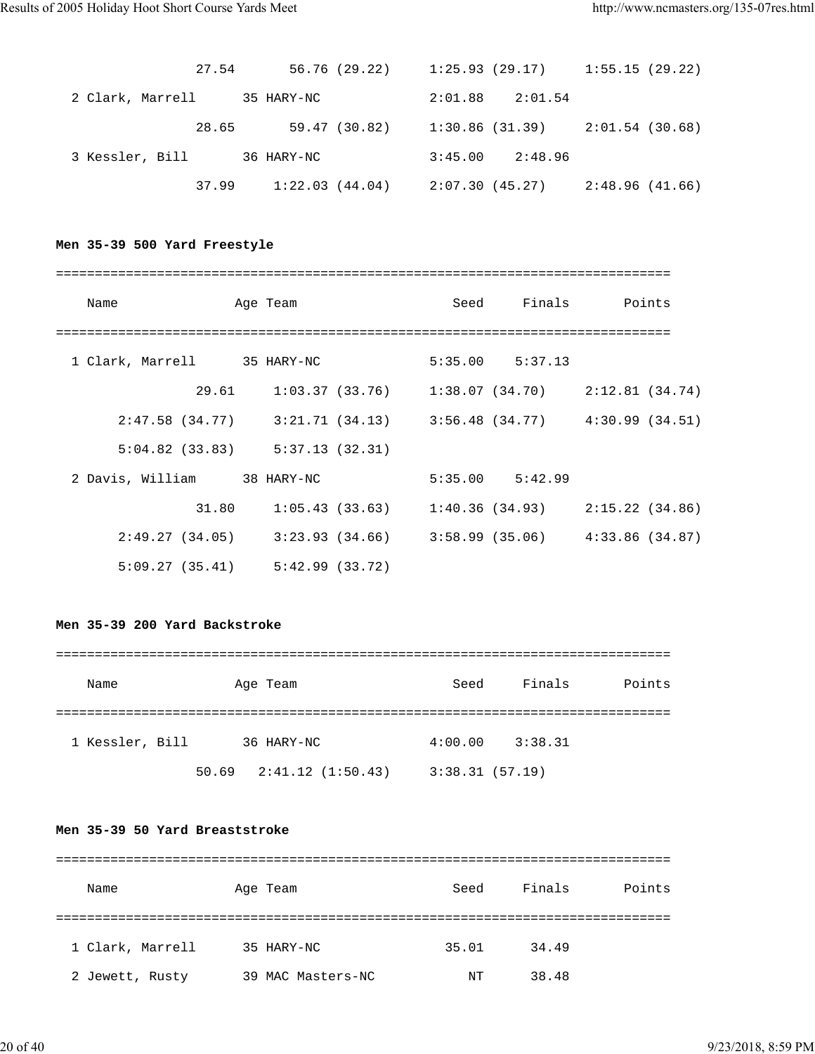```
                27.54       56.76 (29.22)     1:25.93 (29.17)     1:55.15 (29.22)
  2 Clark, Marrell      35 HARY-NC              2:01.88    2:01.54
                28.65       59.47 (30.82)     1:30.86 (31.39)     2:01.54 (30.68)
  3 Kessler, Bill       36 HARY-NC              3:45.00    2:48.96
                37.99     1:22.03 (44.04)     2:07.30 (45.27)     2:48.96 (41.66)
```

**Men 35-39 500 Yard Freestyle**

```
===============================================================================
    Name               Age Team                    Seed     Finals       Points
===============================================================================
  1 Clark, Marrell      35 HARY-NC              5:35.00    5:37.13
                29.61     1:03.37 (33.76)     1:38.07 (34.70)     2:12.81 (34.74)
      2:47.58 (34.77)     3:21.71 (34.13)     3:56.48 (34.77)     4:30.99 (34.51)
      5:04.82 (33.83)     5:37.13 (32.31)
  2 Davis, William      38 HARY-NC              5:35.00    5:42.99
                31.80     1:05.43 (33.63)     1:40.36 (34.93)     2:15.22 (34.86)
      2:49.27 (34.05)     3:23.93 (34.66)     3:58.99 (35.06)     4:33.86 (34.87)
      5:09.27 (35.41)     5:42.99 (33.72)
```

**Men 35-39 200 Yard Backstroke**

```
===============================================================================
    Name               Age Team                    Seed     Finals       Points
===============================================================================
  1 Kessler, Bill       36 HARY-NC              4:00.00    3:38.31
                50.69   2:41.12 (1:50.43)     3:38.31 (57.19)
```

**Men 35-39 50 Yard Breaststroke**

```
===============================================================================
    Name               Age Team                    Seed     Finals       Points
===============================================================================
  1 Clark, Marrell      35 HARY-NC                35.01      34.49
  2 Jewett, Rusty       39 MAC Masters-NC            NT      38.48
```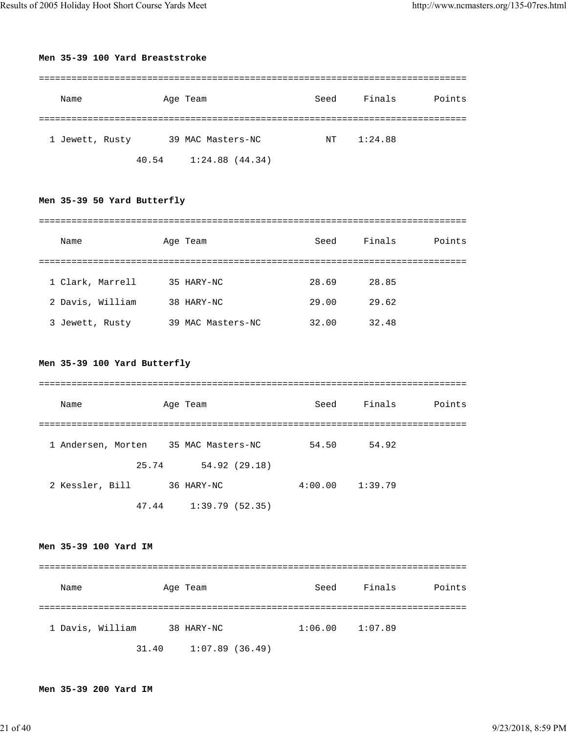**Men 35-39 100 Yard Breaststroke**

| | Name | Age | Team | Seed | Finals | Points |
|---|---|---|---|---|---|---|
| 1 | Jewett, Rusty | 39 | MAC Masters-NC | NT | 1:24.88 | |
| | 40.54 | | 1:24.88 (44.34) | | | |

**Men 35-39 50 Yard Butterfly**

| | Name | Age | Team | Seed | Finals | Points |
|---|---|---|---|---|---|---|
| 1 | Clark, Marrell | 35 | HARY-NC | 28.69 | 28.85 | |
| 2 | Davis, William | 38 | HARY-NC | 29.00 | 29.62 | |
| 3 | Jewett, Rusty | 39 | MAC Masters-NC | 32.00 | 32.48 | |

**Men 35-39 100 Yard Butterfly**

| | Name | Age | Team | Seed | Finals | Points |
|---|---|---|---|---|---|---|
| 1 | Andersen, Morten | 35 | MAC Masters-NC | 54.50 | 54.92 | |
| | 25.74 | | 54.92 (29.18) | | | |
| 2 | Kessler, Bill | 36 | HARY-NC | 4:00.00 | 1:39.79 | |
| | 47.44 | | 1:39.79 (52.35) | | | |

**Men 35-39 100 Yard IM**

| | Name | Age | Team | Seed | Finals | Points |
|---|---|---|---|---|---|---|
| 1 | Davis, William | 38 | HARY-NC | 1:06.00 | 1:07.89 | |
| | 31.40 | | 1:07.89 (36.49) | | | |

**Men 35-39 200 Yard IM**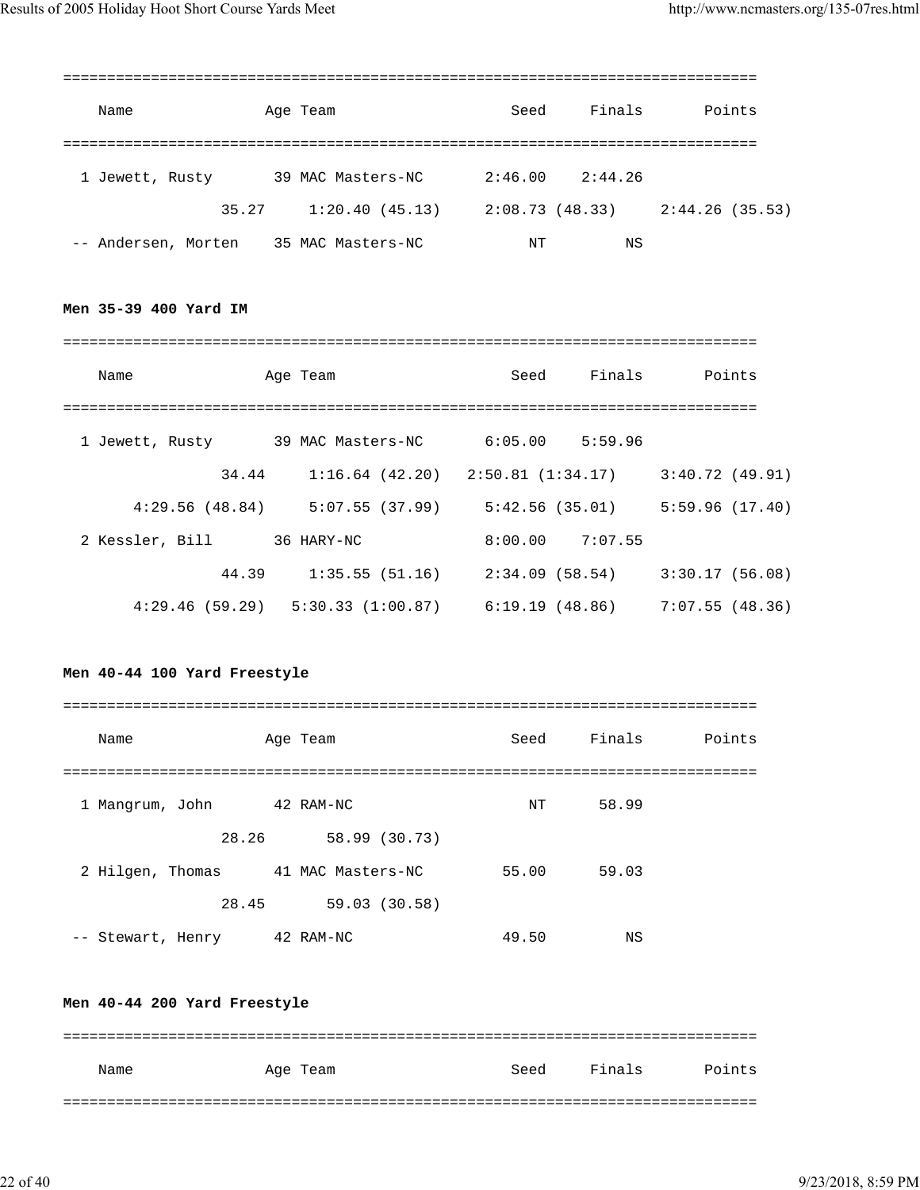| Name | Age | Team | Seed | Finals | Points |
|---|---|---|---|---|---|
| 1 Jewett, Rusty | 39 | MAC Masters-NC | 2:46.00 | 2:44.26 | |
| 35.27 | 1:20.40 (45.13) | 2:08.73 (48.33) | 2:44.26 (35.53) | | |
| -- Andersen, Morten | 35 | MAC Masters-NC | NT | NS | |

**Men 35-39 400 Yard IM**

| Name | Age | Team | Seed | Finals | Points |
|---|---|---|---|---|---|
| 1 Jewett, Rusty | 39 | MAC Masters-NC | 6:05.00 | 5:59.96 | |
| 34.44 | 1:16.64 (42.20) | 2:50.81 (1:34.17) | 3:40.72 (49.91) | | |
| 4:29.56 (48.84) | 5:07.55 (37.99) | 5:42.56 (35.01) | 5:59.96 (17.40) | | |
| 2 Kessler, Bill | 36 | HARY-NC | 8:00.00 | 7:07.55 | |
| 44.39 | 1:35.55 (51.16) | 2:34.09 (58.54) | 3:30.17 (56.08) | | |
| 4:29.46 (59.29) | 5:30.33 (1:00.87) | 6:19.19 (48.86) | 7:07.55 (48.36) | | |

**Men 40-44 100 Yard Freestyle**

| Name | Age | Team | Seed | Finals | Points |
|---|---|---|---|---|---|
| 1 Mangrum, John | 42 | RAM-NC | NT | 58.99 | |
| 28.26 | 58.99 (30.73) | | | | |
| 2 Hilgen, Thomas | 41 | MAC Masters-NC | 55.00 | 59.03 | |
| 28.45 | 59.03 (30.58) | | | | |
| -- Stewart, Henry | 42 | RAM-NC | 49.50 | NS | |

**Men 40-44 200 Yard Freestyle**

| Name | Age | Team | Seed | Finals | Points |
|---|---|---|---|---|---|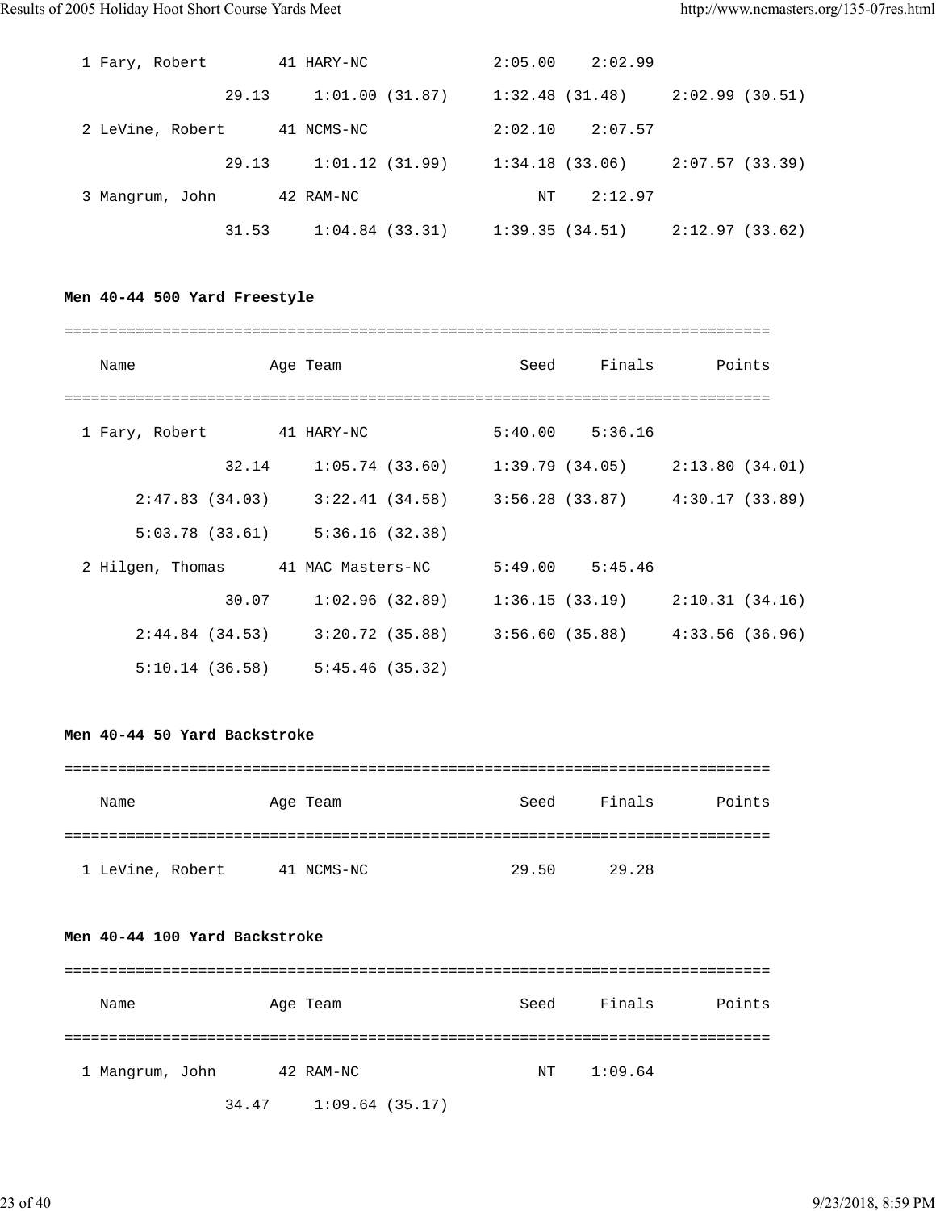```
  1 Fary, Robert        41 HARY-NC              2:05.00    2:02.99
                29.13     1:01.00 (31.87)     1:32.48 (31.48)     2:02.99 (30.51)
  2 LeVine, Robert      41 NCMS-NC              2:02.10    2:07.57
                29.13     1:01.12 (31.99)     1:34.18 (33.06)     2:07.57 (33.39)
  3 Mangrum, John       42 RAM-NC                    NT    2:12.97
                31.53     1:04.84 (33.31)     1:39.35 (34.51)     2:12.97 (33.62)
```

**Men 40-44 500 Yard Freestyle**

```
===============================================================================
    Name               Age Team                    Seed     Finals       Points
===============================================================================
  1 Fary, Robert        41 HARY-NC              5:40.00    5:36.16
                32.14     1:05.74 (33.60)     1:39.79 (34.05)     2:13.80 (34.01)
        2:47.83 (34.03)     3:22.41 (34.58)     3:56.28 (33.87)     4:30.17 (33.89)
        5:03.78 (33.61)     5:36.16 (32.38)
  2 Hilgen, Thomas      41 MAC Masters-NC       5:49.00    5:45.46
                30.07     1:02.96 (32.89)     1:36.15 (33.19)     2:10.31 (34.16)
        2:44.84 (34.53)     3:20.72 (35.88)     3:56.60 (35.88)     4:33.56 (36.96)
        5:10.14 (36.58)     5:45.46 (35.32)
```

**Men 40-44 50 Yard Backstroke**

```
===============================================================================
    Name               Age Team                    Seed     Finals       Points
===============================================================================
  1 LeVine, Robert      41 NCMS-NC                29.50      29.28
```

**Men 40-44 100 Yard Backstroke**

```
===============================================================================
    Name               Age Team                    Seed     Finals       Points
===============================================================================
  1 Mangrum, John       42 RAM-NC                    NT    1:09.64
                34.47     1:09.64 (35.17)
```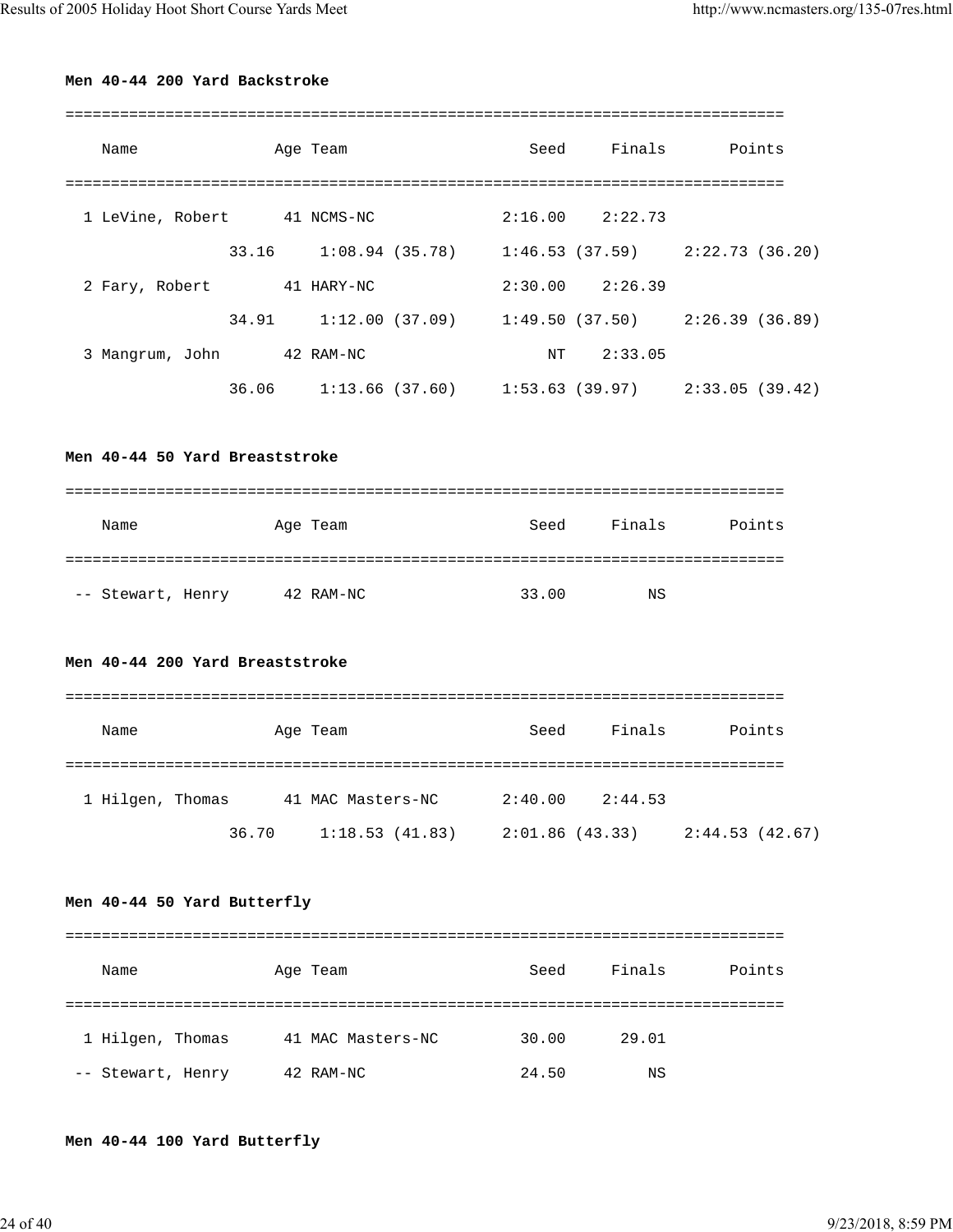**Men 40-44 200 Yard Backstroke**

| | Name | Age | Team | Seed | Finals | Points |
|---|---|---|---|---|---|---|
| 1 | LeVine, Robert | 41 | NCMS-NC | 2:16.00 | 2:22.73 | |
| | 33.16 | 1:08.94 (35.78) | 1:46.53 (37.59) | 2:22.73 (36.20) | | |
| 2 | Fary, Robert | 41 | HARY-NC | 2:30.00 | 2:26.39 | |
| | 34.91 | 1:12.00 (37.09) | 1:49.50 (37.50) | 2:26.39 (36.89) | | |
| 3 | Mangrum, John | 42 | RAM-NC | NT | 2:33.05 | |
| | 36.06 | 1:13.66 (37.60) | 1:53.63 (39.97) | 2:33.05 (39.42) | | |

**Men 40-44 50 Yard Breaststroke**

| | Name | Age | Team | Seed | Finals | Points |
|---|---|---|---|---|---|---|
| -- | Stewart, Henry | 42 | RAM-NC | 33.00 | NS | |

**Men 40-44 200 Yard Breaststroke**

| | Name | Age | Team | Seed | Finals | Points |
|---|---|---|---|---|---|---|
| 1 | Hilgen, Thomas | 41 | MAC Masters-NC | 2:40.00 | 2:44.53 | |
| | 36.70 | 1:18.53 (41.83) | 2:01.86 (43.33) | 2:44.53 (42.67) | | |

**Men 40-44 50 Yard Butterfly**

| | Name | Age | Team | Seed | Finals | Points |
|---|---|---|---|---|---|---|
| 1 | Hilgen, Thomas | 41 | MAC Masters-NC | 30.00 | 29.01 | |
| -- | Stewart, Henry | 42 | RAM-NC | 24.50 | NS | |

**Men 40-44 100 Yard Butterfly**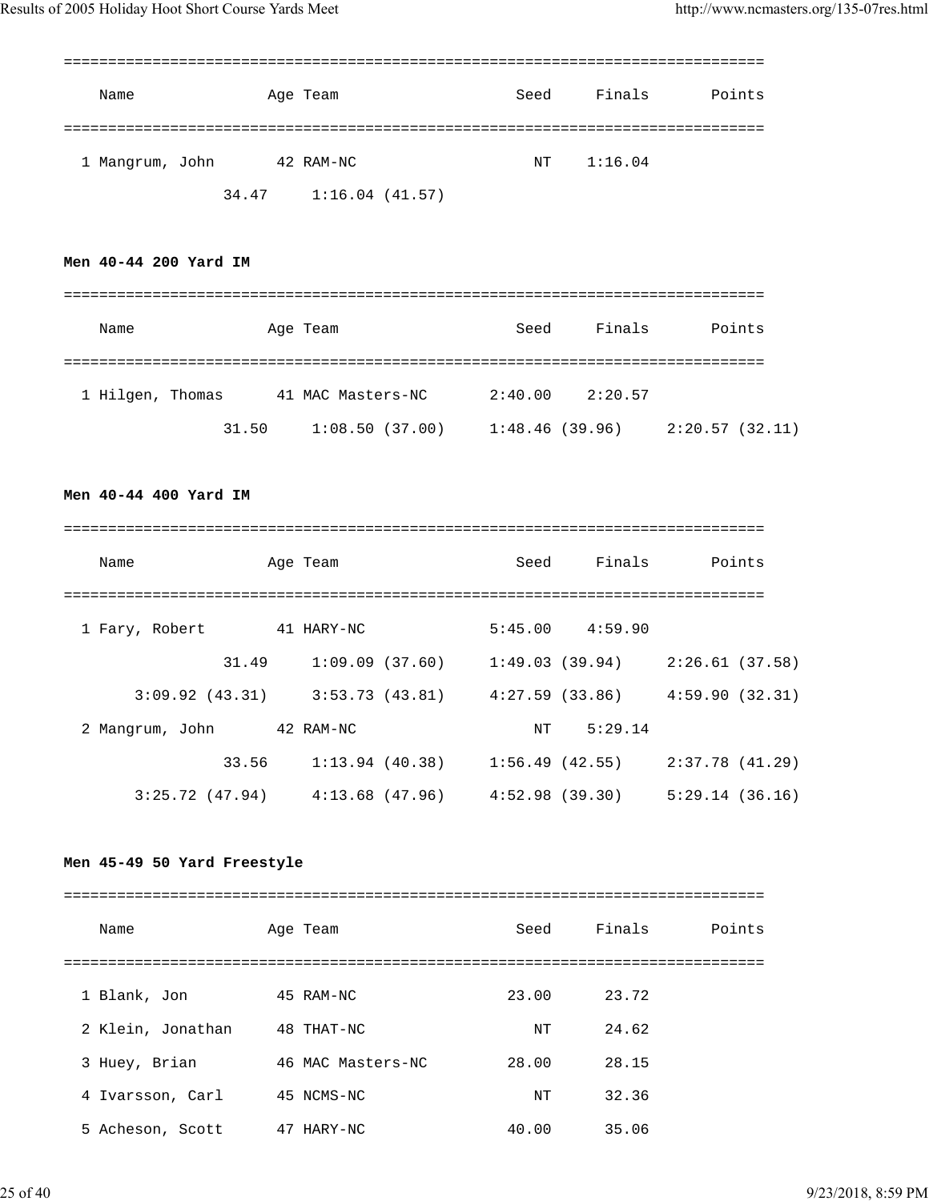| Name | Age | Team | Seed | Finals | Points |
|---|---|---|---|---|---|
| 1 Mangrum, John | 42 | RAM-NC | NT | 1:16.04 | |

34.47     1:16.04 (41.57)

**Men 40-44 200 Yard IM**

| Name | Age | Team | Seed | Finals | Points |
|---|---|---|---|---|---|
| 1 Hilgen, Thomas | 41 | MAC Masters-NC | 2:40.00 | 2:20.57 | |

31.50     1:08.50 (37.00)     1:48.46 (39.96)     2:20.57 (32.11)

**Men 40-44 400 Yard IM**

| Name | Age | Team | Seed | Finals | Points |
|---|---|---|---|---|---|
| 1 Fary, Robert | 41 | HARY-NC | 5:45.00 | 4:59.90 | |
| 2 Mangrum, John | 42 | RAM-NC | NT | 5:29.14 | |

1 Fary, Robert:
31.49     1:09.09 (37.60)     1:49.03 (39.94)     2:26.61 (37.58)
3:09.92 (43.31)     3:53.73 (43.81)     4:27.59 (33.86)     4:59.90 (32.31)

2 Mangrum, John:
33.56     1:13.94 (40.38)     1:56.49 (42.55)     2:37.78 (41.29)
3:25.72 (47.94)     4:13.68 (47.96)     4:52.98 (39.30)     5:29.14 (36.16)

**Men 45-49 50 Yard Freestyle**

| Name | Age | Team | Seed | Finals | Points |
|---|---|---|---|---|---|
| 1 Blank, Jon | 45 | RAM-NC | 23.00 | 23.72 | |
| 2 Klein, Jonathan | 48 | THAT-NC | NT | 24.62 | |
| 3 Huey, Brian | 46 | MAC Masters-NC | 28.00 | 28.15 | |
| 4 Ivarsson, Carl | 45 | NCMS-NC | NT | 32.36 | |
| 5 Acheson, Scott | 47 | HARY-NC | 40.00 | 35.06 | |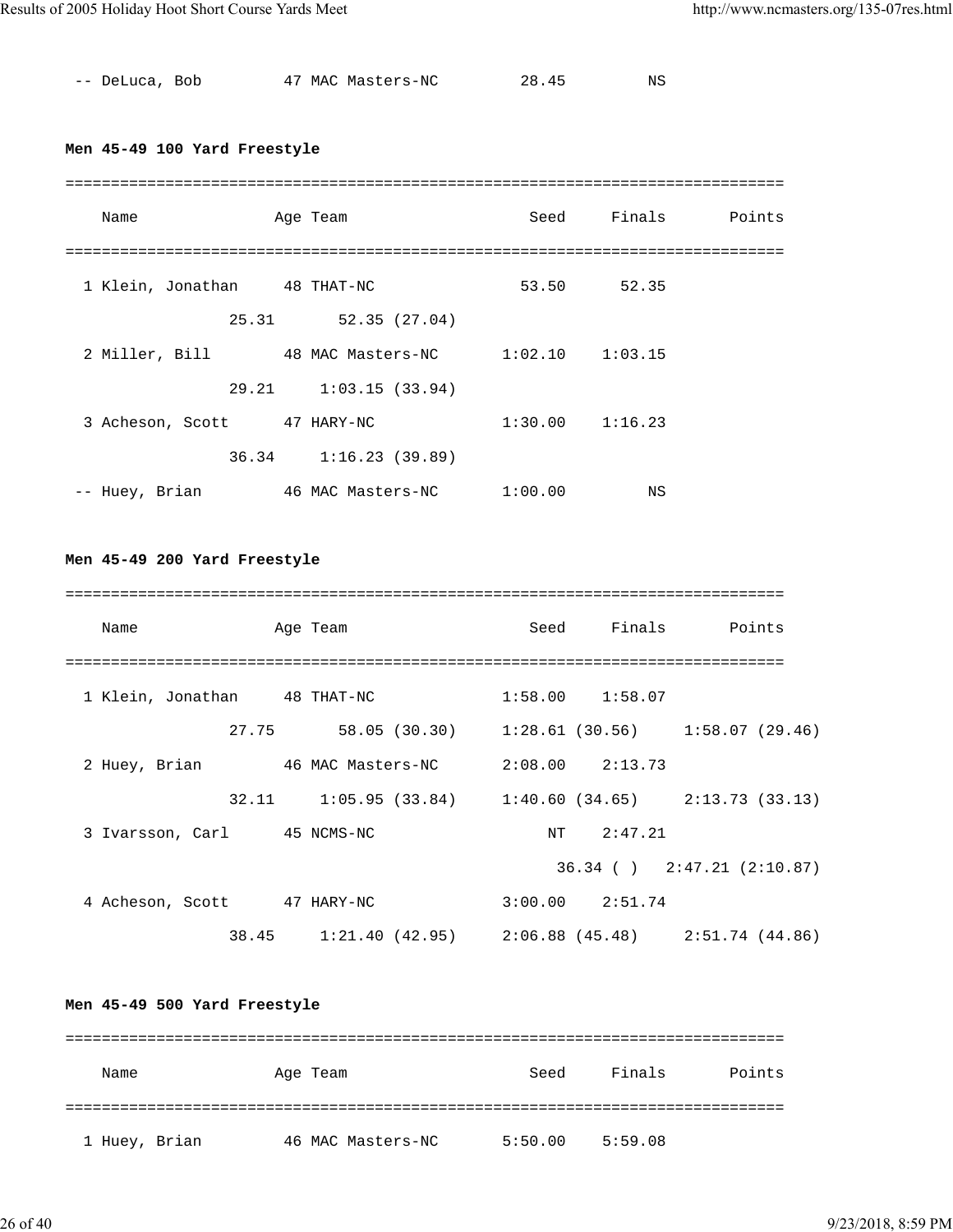-- DeLuca, Bob 47 MAC Masters-NC 28.45 NS

**Men 45-49 100 Yard Freestyle**

| | Name | Age | Team | Seed | Finals | Points |
|---|---|---|---|---|---|---|
| 1 | Klein, Jonathan | 48 | THAT-NC | 53.50 | 52.35 | |
| | 25.31 | | 52.35 (27.04) | | | |
| 2 | Miller, Bill | 48 | MAC Masters-NC | 1:02.10 | 1:03.15 | |
| | 29.21 | | 1:03.15 (33.94) | | | |
| 3 | Acheson, Scott | 47 | HARY-NC | 1:30.00 | 1:16.23 | |
| | 36.34 | | 1:16.23 (39.89) | | | |
| -- | Huey, Brian | 46 | MAC Masters-NC | 1:00.00 | NS | |

**Men 45-49 200 Yard Freestyle**

| | Name | Age | Team | Seed | Finals | Points |
|---|---|---|---|---|---|---|
| 1 | Klein, Jonathan | 48 | THAT-NC | 1:58.00 | 1:58.07 | |
| | 27.75 | | 58.05 (30.30) | 1:28.61 (30.56) | | 1:58.07 (29.46) |
| 2 | Huey, Brian | 46 | MAC Masters-NC | 2:08.00 | 2:13.73 | |
| | 32.11 | | 1:05.95 (33.84) | 1:40.60 (34.65) | | 2:13.73 (33.13) |
| 3 | Ivarsson, Carl | 45 | NCMS-NC | NT | 2:47.21 | |
| | | | | | 36.34 ( ) | 2:47.21 (2:10.87) |
| 4 | Acheson, Scott | 47 | HARY-NC | 3:00.00 | 2:51.74 | |
| | 38.45 | | 1:21.40 (42.95) | 2:06.88 (45.48) | | 2:51.74 (44.86) |

**Men 45-49 500 Yard Freestyle**

| | Name | Age | Team | Seed | Finals | Points |
|---|---|---|---|---|---|---|
| 1 | Huey, Brian | 46 | MAC Masters-NC | 5:50.00 | 5:59.08 | |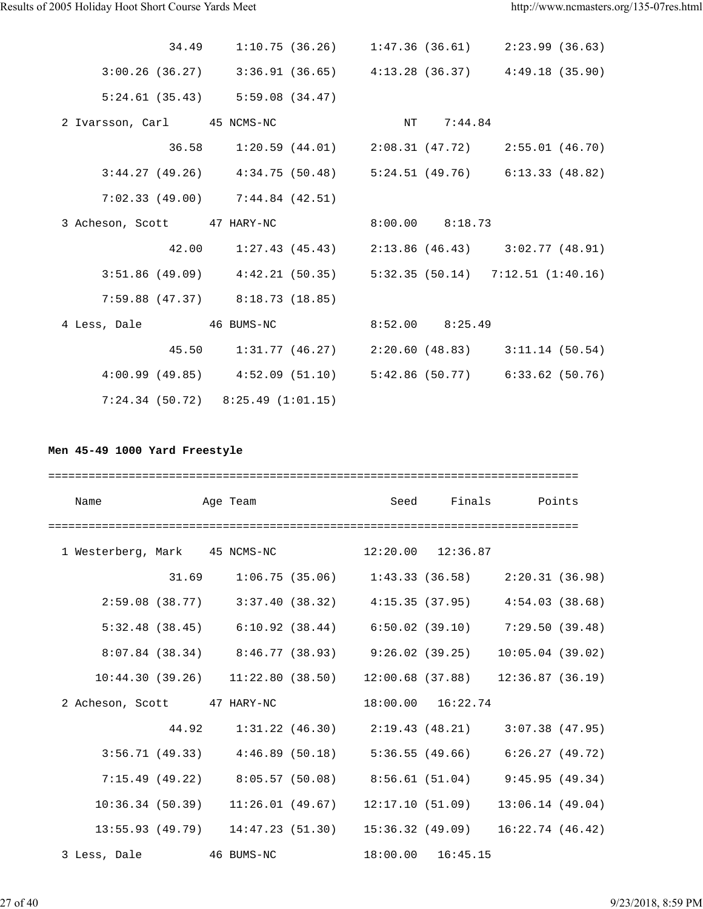```
               34.49     1:10.75 (36.26)     1:47.36 (36.61)     2:23.99 (36.63)
        3:00.26 (36.27)     3:36.91 (36.65)     4:13.28 (36.37)     4:49.18 (35.90)
        5:24.61 (35.43)     5:59.08 (34.47)
  2 Ivarsson, Carl      45 NCMS-NC                   NT    7:44.84
               36.58     1:20.59 (44.01)     2:08.31 (47.72)     2:55.01 (46.70)
        3:44.27 (49.26)     4:34.75 (50.48)     5:24.51 (49.76)     6:13.33 (48.82)
        7:02.33 (49.00)     7:44.84 (42.51)
  3 Acheson, Scott      47 HARY-NC              8:00.00    8:18.73
               42.00     1:27.43 (45.43)     2:13.86 (46.43)     3:02.77 (48.91)
        3:51.86 (49.09)     4:42.21 (50.35)     5:32.35 (50.14)   7:12.51 (1:40.16)
        7:59.88 (47.37)     8:18.73 (18.85)
  4 Less, Dale          46 BUMS-NC              8:52.00    8:25.49
               45.50     1:31.77 (46.27)     2:20.60 (48.83)     3:11.14 (50.54)
        4:00.99 (49.85)     4:52.09 (51.10)     5:42.86 (50.77)     6:33.62 (50.76)
        7:24.34 (50.72)   8:25.49 (1:01.15)
```

**Men 45-49 1000 Yard Freestyle**

```
===============================================================================
    Name               Age Team                   Seed     Finals       Points
===============================================================================
  1 Westerberg, Mark    45 NCMS-NC             12:20.00   12:36.87
               31.69     1:06.75 (35.06)     1:43.33 (36.58)     2:20.31 (36.98)
        2:59.08 (38.77)     3:37.40 (38.32)     4:15.35 (37.95)     4:54.03 (38.68)
        5:32.48 (38.45)     6:10.92 (38.44)     6:50.02 (39.10)     7:29.50 (39.48)
        8:07.84 (38.34)     8:46.77 (38.93)     9:26.02 (39.25)    10:05.04 (39.02)
       10:44.30 (39.26)    11:22.80 (38.50)    12:00.68 (37.88)    12:36.87 (36.19)
  2 Acheson, Scott      47 HARY-NC             18:00.00   16:22.74
               44.92     1:31.22 (46.30)     2:19.43 (48.21)     3:07.38 (47.95)
        3:56.71 (49.33)     4:46.89 (50.18)     5:36.55 (49.66)     6:26.27 (49.72)
        7:15.49 (49.22)     8:05.57 (50.08)     8:56.61 (51.04)     9:45.95 (49.34)
       10:36.34 (50.39)    11:26.01 (49.67)    12:17.10 (51.09)    13:06.14 (49.04)
       13:55.93 (49.79)    14:47.23 (51.30)    15:36.32 (49.09)    16:22.74 (46.42)
  3 Less, Dale          46 BUMS-NC             18:00.00   16:45.15
```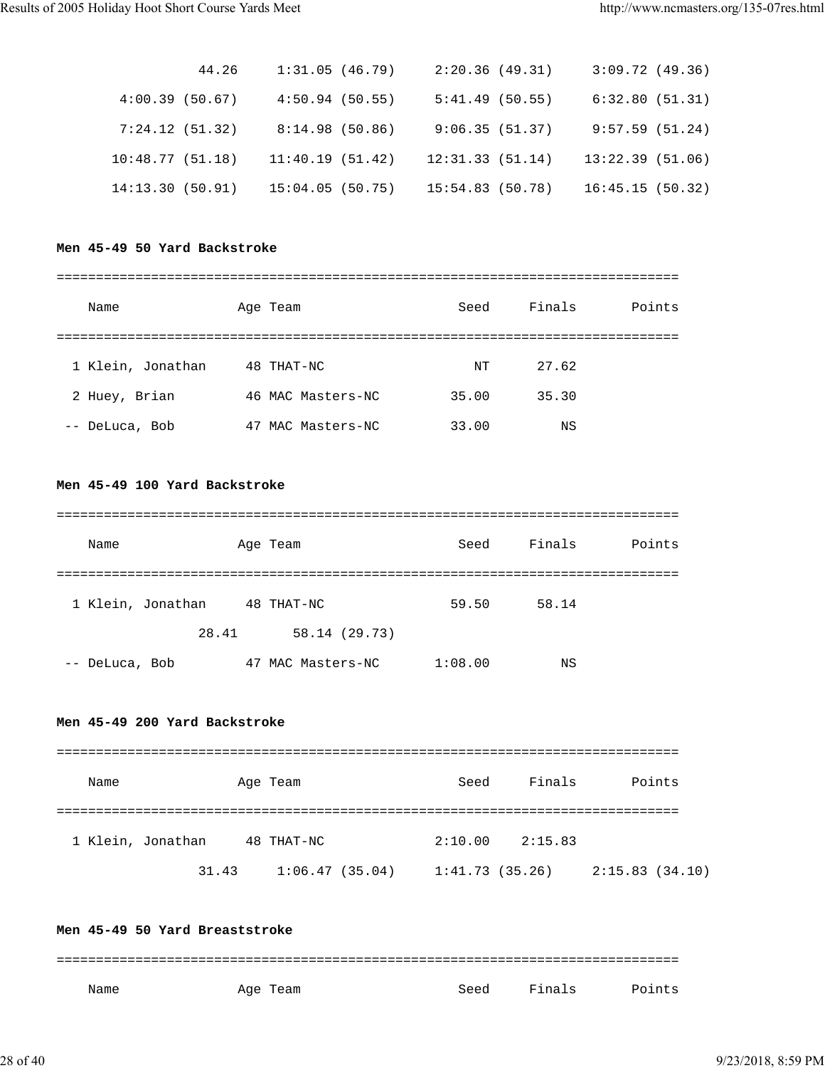```
            44.26     1:31.05 (46.79)     2:20.36 (49.31)     3:09.72 (49.36)
          4:00.39 (50.67)     4:50.94 (50.55)     5:41.49 (50.55)     6:32.80 (51.31)
          7:24.12 (51.32)     8:14.98 (50.86)     9:06.35 (51.37)     9:57.59 (51.24)
         10:48.77 (51.18)    11:40.19 (51.42)    12:31.33 (51.14)    13:22.39 (51.06)
         14:13.30 (50.91)    15:04.05 (50.75)    15:54.83 (50.78)    16:45.15 (50.32)
```

**Men 45-49 50 Yard Backstroke**

```
===============================================================================
    Name              Age Team                    Seed     Finals       Points
===============================================================================
  1 Klein, Jonathan     48 THAT-NC                  NT      27.62
  2 Huey, Brian         46 MAC Masters-NC        35.00      35.30
 -- DeLuca, Bob         47 MAC Masters-NC        33.00         NS
```

**Men 45-49 100 Yard Backstroke**

```
===============================================================================
    Name              Age Team                    Seed     Finals       Points
===============================================================================
  1 Klein, Jonathan     48 THAT-NC               59.50      58.14
                28.41       58.14 (29.73)
 -- DeLuca, Bob         47 MAC Masters-NC      1:08.00         NS
```

**Men 45-49 200 Yard Backstroke**

```
===============================================================================
    Name              Age Team                    Seed     Finals       Points
===============================================================================
  1 Klein, Jonathan     48 THAT-NC             2:10.00    2:15.83
                31.43     1:06.47 (35.04)     1:41.73 (35.26)     2:15.83 (34.10)
```

**Men 45-49 50 Yard Breaststroke**

```
===============================================================================
    Name              Age Team                    Seed     Finals       Points
```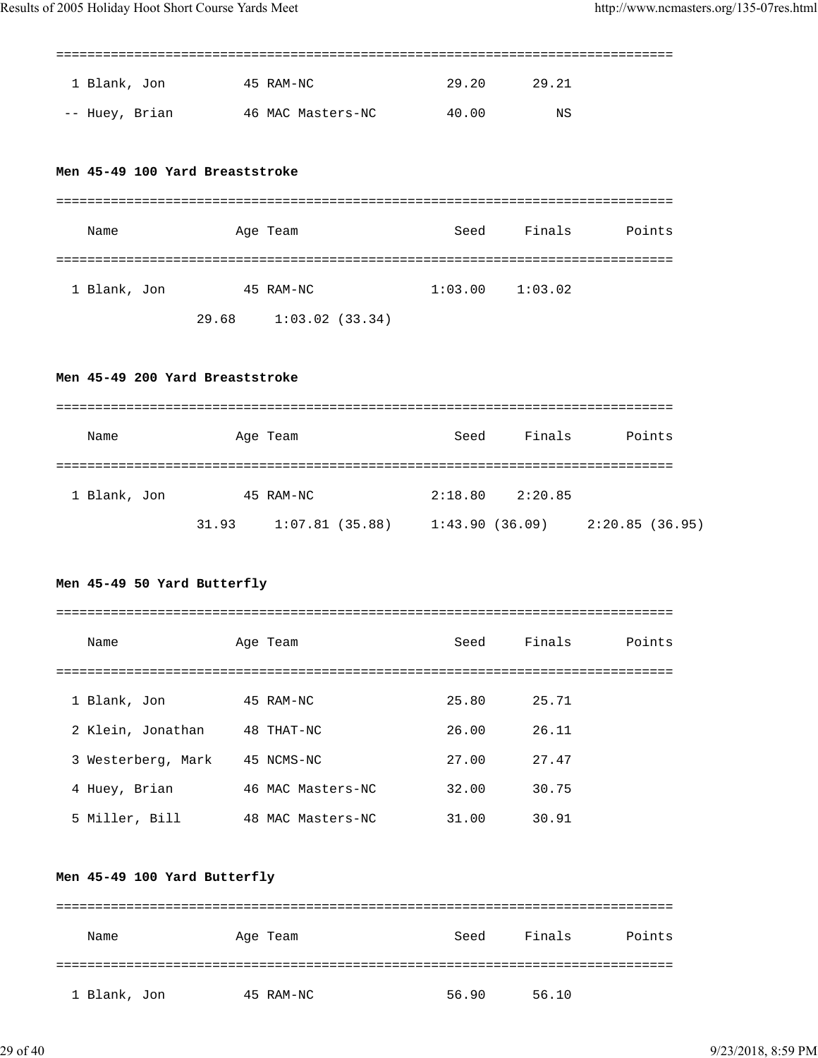| | Name | Age | Team | Seed | Finals | Points |
|---|---|---|---|---|---|---|
| 1 | Blank, Jon | 45 | RAM-NC | 29.20 | 29.21 | |
| -- | Huey, Brian | 46 | MAC Masters-NC | 40.00 | NS | |

**Men 45-49 100 Yard Breaststroke**

| | Name | Age | Team | Seed | Finals | Points |
|---|---|---|---|---|---|---|
| 1 | Blank, Jon | 45 | RAM-NC | 1:03.00 | 1:03.02 | |
| | 29.68 | | 1:03.02 (33.34) | | | |

**Men 45-49 200 Yard Breaststroke**

| | Name | Age | Team | Seed | Finals | Points |
|---|---|---|---|---|---|---|
| 1 | Blank, Jon | 45 | RAM-NC | 2:18.80 | 2:20.85 | |
| | 31.93 | | 1:07.81 (35.88) | 1:43.90 (36.09) | | 2:20.85 (36.95) |

**Men 45-49 50 Yard Butterfly**

| | Name | Age | Team | Seed | Finals | Points |
|---|---|---|---|---|---|---|
| 1 | Blank, Jon | 45 | RAM-NC | 25.80 | 25.71 | |
| 2 | Klein, Jonathan | 48 | THAT-NC | 26.00 | 26.11 | |
| 3 | Westerberg, Mark | 45 | NCMS-NC | 27.00 | 27.47 | |
| 4 | Huey, Brian | 46 | MAC Masters-NC | 32.00 | 30.75 | |
| 5 | Miller, Bill | 48 | MAC Masters-NC | 31.00 | 30.91 | |

**Men 45-49 100 Yard Butterfly**

| | Name | Age | Team | Seed | Finals | Points |
|---|---|---|---|---|---|---|
| 1 | Blank, Jon | 45 | RAM-NC | 56.90 | 56.10 | |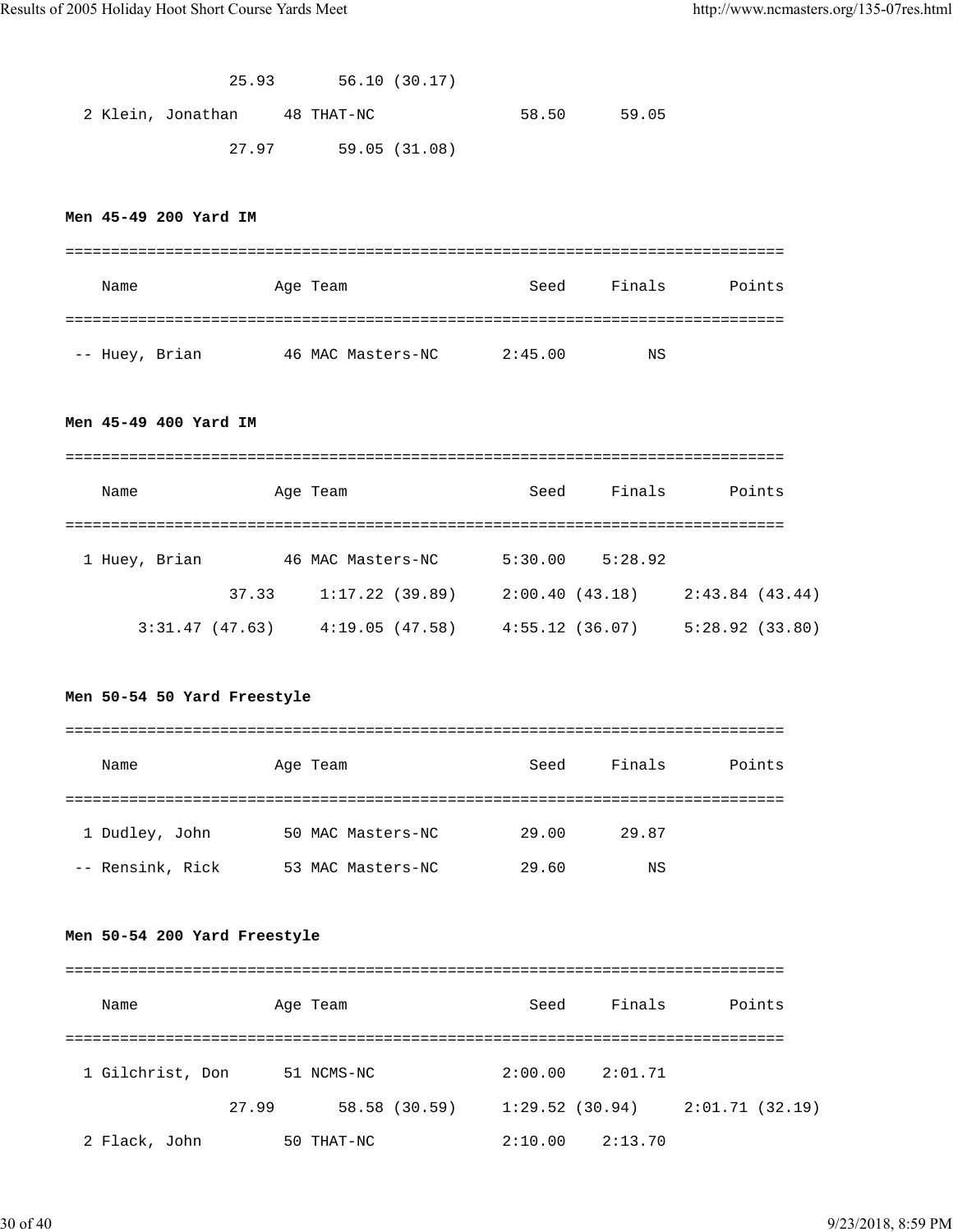```
                25.93       56.10 (30.17)
  2 Klein, Jonathan     48 THAT-NC                58.50      59.05
                27.97       59.05 (31.08)
```

**Men 45-49 200 Yard IM**

```
===============================================================================
    Name               Age Team                    Seed     Finals       Points
===============================================================================
 -- Huey, Brian         46 MAC Masters-NC       2:45.00         NS
```

**Men 45-49 400 Yard IM**

```
===============================================================================
    Name               Age Team                    Seed     Finals       Points
===============================================================================
  1 Huey, Brian         46 MAC Masters-NC       5:30.00    5:28.92
                37.33     1:17.22 (39.89)     2:00.40 (43.18)     2:43.84 (43.44)
       3:31.47 (47.63)     4:19.05 (47.58)     4:55.12 (36.07)     5:28.92 (33.80)
```

**Men 50-54 50 Yard Freestyle**

```
===============================================================================
    Name               Age Team                    Seed     Finals       Points
===============================================================================
  1 Dudley, John        50 MAC Masters-NC         29.00      29.87
 -- Rensink, Rick       53 MAC Masters-NC         29.60         NS
```

**Men 50-54 200 Yard Freestyle**

```
===============================================================================
    Name               Age Team                    Seed     Finals       Points
===============================================================================
  1 Gilchrist, Don      51 NCMS-NC              2:00.00    2:01.71
                27.99       58.58 (30.59)     1:29.52 (30.94)     2:01.71 (32.19)
  2 Flack, John         50 THAT-NC              2:10.00    2:13.70
```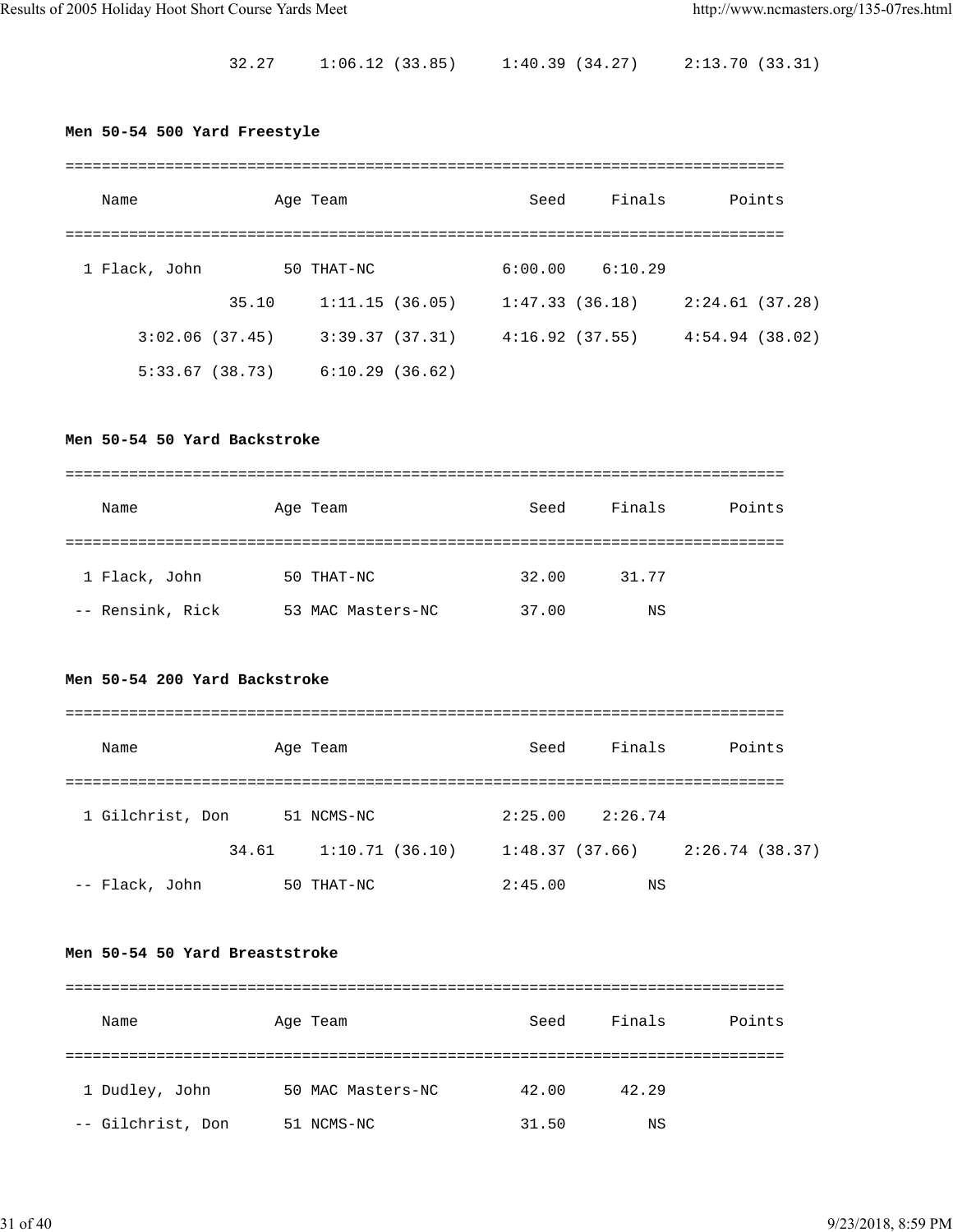32.27     1:06.12 (33.85)     1:40.39 (34.27)     2:13.70 (33.31)

**Men 50-54 500 Yard Freestyle**

| | Name | Age | Team | Seed | Finals | Points |
|---|---|---|---|---|---|---|
| 1 | Flack, John | 50 | THAT-NC | 6:00.00 | 6:10.29 | |

35.10     1:11.15 (36.05)     1:47.33 (36.18)     2:24.61 (37.28)
3:02.06 (37.45)     3:39.37 (37.31)     4:16.92 (37.55)     4:54.94 (38.02)
5:33.67 (38.73)     6:10.29 (36.62)

**Men 50-54 50 Yard Backstroke**

| | Name | Age | Team | Seed | Finals | Points |
|---|---|---|---|---|---|---|
| 1 | Flack, John | 50 | THAT-NC | 32.00 | 31.77 | |
| -- | Rensink, Rick | 53 | MAC Masters-NC | 37.00 | NS | |

**Men 50-54 200 Yard Backstroke**

| | Name | Age | Team | Seed | Finals | Points |
|---|---|---|---|---|---|---|
| 1 | Gilchrist, Don | 51 | NCMS-NC | 2:25.00 | 2:26.74 | |
| | 34.61 | | 1:10.71 (36.10) | 1:48.37 (37.66) | 2:26.74 (38.37) | |
| -- | Flack, John | 50 | THAT-NC | 2:45.00 | NS | |

**Men 50-54 50 Yard Breaststroke**

| | Name | Age | Team | Seed | Finals | Points |
|---|---|---|---|---|---|---|
| 1 | Dudley, John | 50 | MAC Masters-NC | 42.00 | 42.29 | |
| -- | Gilchrist, Don | 51 | NCMS-NC | 31.50 | NS | |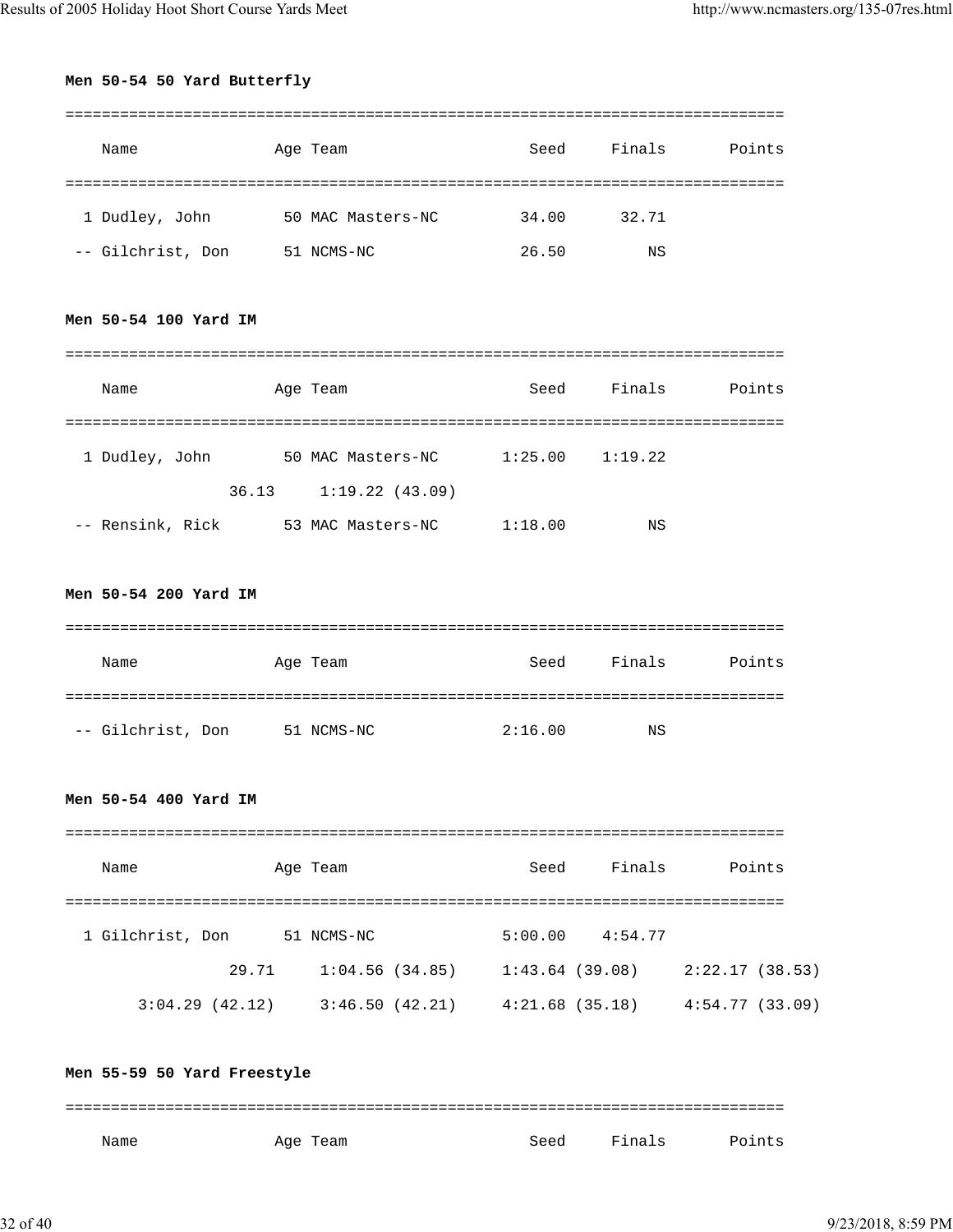**Men 50-54 50 Yard Butterfly**

| | Name | Age | Team | Seed | Finals | Points |
|---|---|---|---|---|---|---|
| 1 | Dudley, John | 50 | MAC Masters-NC | 34.00 | 32.71 | |
| -- | Gilchrist, Don | 51 | NCMS-NC | 26.50 | NS | |

**Men 50-54 100 Yard IM**

| | Name | Age | Team | Seed | Finals | Points |
|---|---|---|---|---|---|---|
| 1 | Dudley, John | 50 | MAC Masters-NC | 1:25.00 | 1:19.22 | |
| | 36.13 | | 1:19.22 (43.09) | | | |
| -- | Rensink, Rick | 53 | MAC Masters-NC | 1:18.00 | NS | |

**Men 50-54 200 Yard IM**

| | Name | Age | Team | Seed | Finals | Points |
|---|---|---|---|---|---|---|
| -- | Gilchrist, Don | 51 | NCMS-NC | 2:16.00 | NS | |

**Men 50-54 400 Yard IM**

| | Name | Age | Team | Seed | Finals | Points |
|---|---|---|---|---|---|---|
| 1 | Gilchrist, Don | 51 | NCMS-NC | 5:00.00 | 4:54.77 | |

```
              29.71     1:04.56 (34.85)     1:43.64 (39.08)     2:22.17 (38.53)
      3:04.29 (42.12)   3:46.50 (42.21)     4:21.68 (35.18)     4:54.77 (33.09)
```

**Men 55-59 50 Yard Freestyle**

| | Name | Age | Team | Seed | Finals | Points |
|---|---|---|---|---|---|---|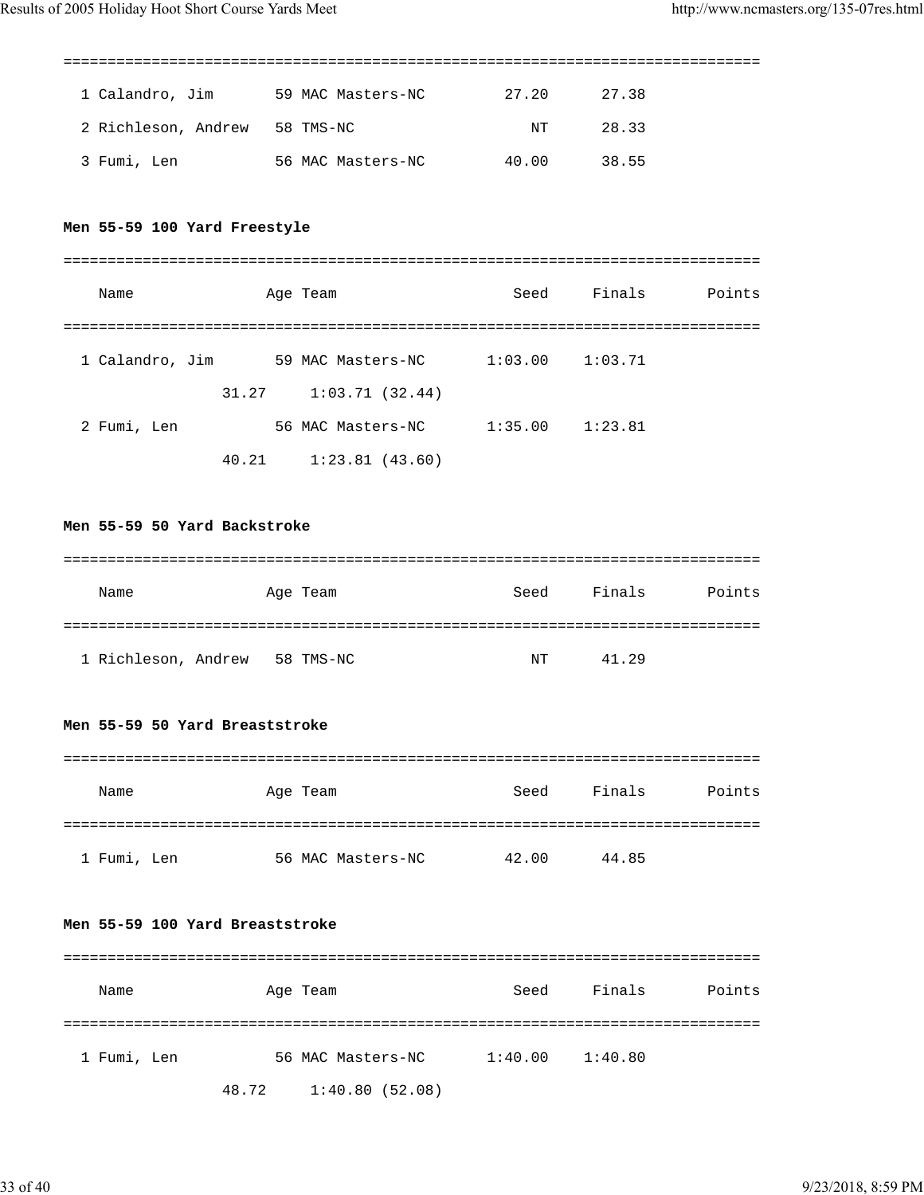| | Name | Age | Team | Seed | Finals | Points |
|---|---|---|---|---|---|---|
| 1 | Calandro, Jim | 59 | MAC Masters-NC | 27.20 | 27.38 | |
| 2 | Richleson, Andrew | 58 | TMS-NC | NT | 28.33 | |
| 3 | Fumi, Len | 56 | MAC Masters-NC | 40.00 | 38.55 | |

**Men 55-59 100 Yard Freestyle**

| | Name | Age | Team | Seed | Finals | Points |
|---|---|---|---|---|---|---|
| 1 | Calandro, Jim | 59 | MAC Masters-NC | 1:03.00 | 1:03.71 | |
| | 31.27 | 1:03.71 (32.44) | | | | |
| 2 | Fumi, Len | 56 | MAC Masters-NC | 1:35.00 | 1:23.81 | |
| | 40.21 | 1:23.81 (43.60) | | | | |

**Men 55-59 50 Yard Backstroke**

| | Name | Age | Team | Seed | Finals | Points |
|---|---|---|---|---|---|---|
| 1 | Richleson, Andrew | 58 | TMS-NC | NT | 41.29 | |

**Men 55-59 50 Yard Breaststroke**

| | Name | Age | Team | Seed | Finals | Points |
|---|---|---|---|---|---|---|
| 1 | Fumi, Len | 56 | MAC Masters-NC | 42.00 | 44.85 | |

**Men 55-59 100 Yard Breaststroke**

| | Name | Age | Team | Seed | Finals | Points |
|---|---|---|---|---|---|---|
| 1 | Fumi, Len | 56 | MAC Masters-NC | 1:40.00 | 1:40.80 | |
| | 48.72 | 1:40.80 (52.08) | | | | |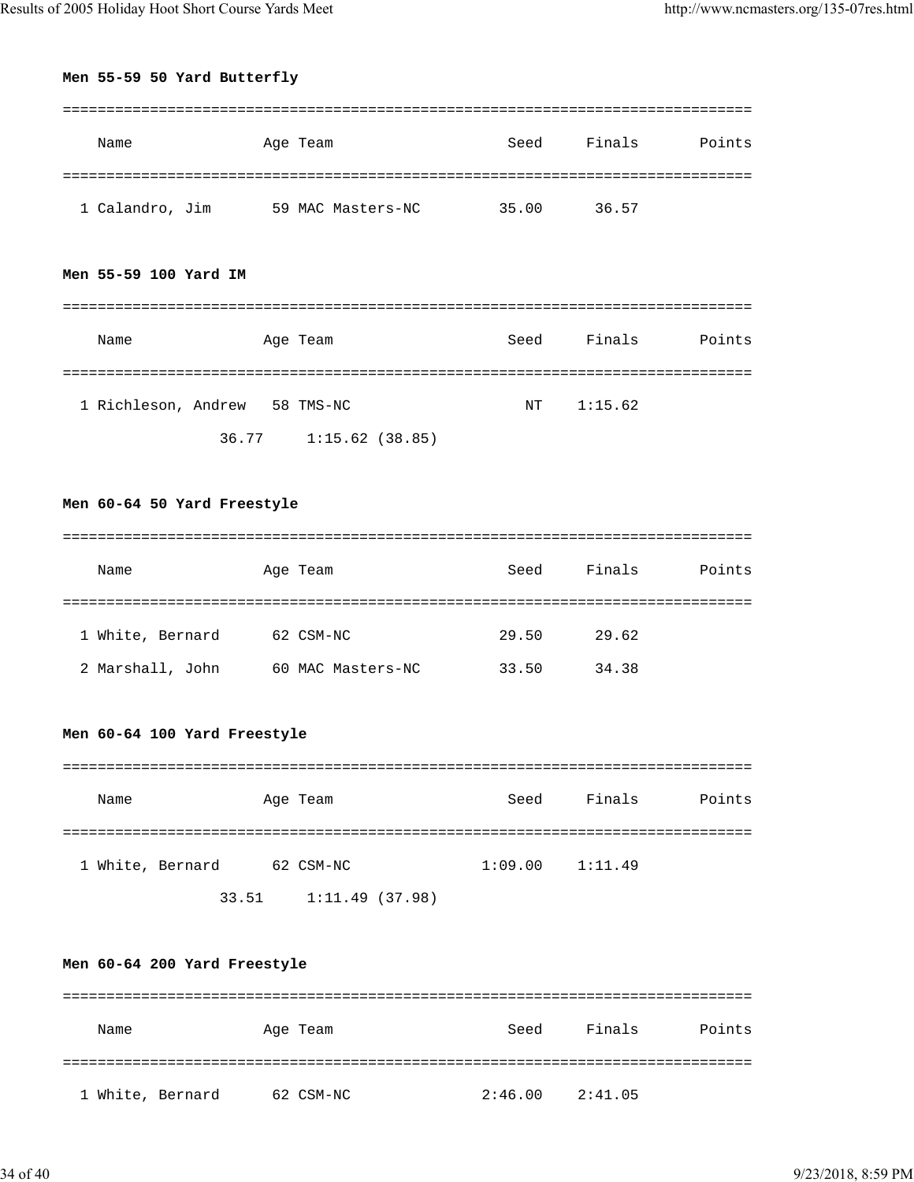**Men 55-59 50 Yard Butterfly**

| | Name | Age | Team | Seed | Finals | Points |
|---|---|---|---|---|---|---|
| 1 | Calandro, Jim | 59 | MAC Masters-NC | 35.00 | 36.57 | |

**Men 55-59 100 Yard IM**

| | Name | Age | Team | Seed | Finals | Points |
|---|---|---|---|---|---|---|
| 1 | Richleson, Andrew | 58 | TMS-NC | NT | 1:15.62 | |
| | 36.77 | | 1:15.62 (38.85) | | | |

**Men 60-64 50 Yard Freestyle**

| | Name | Age | Team | Seed | Finals | Points |
|---|---|---|---|---|---|---|
| 1 | White, Bernard | 62 | CSM-NC | 29.50 | 29.62 | |
| 2 | Marshall, John | 60 | MAC Masters-NC | 33.50 | 34.38 | |

**Men 60-64 100 Yard Freestyle**

| | Name | Age | Team | Seed | Finals | Points |
|---|---|---|---|---|---|---|
| 1 | White, Bernard | 62 | CSM-NC | 1:09.00 | 1:11.49 | |
| | 33.51 | | 1:11.49 (37.98) | | | |

**Men 60-64 200 Yard Freestyle**

| | Name | Age | Team | Seed | Finals | Points |
|---|---|---|---|---|---|---|
| 1 | White, Bernard | 62 | CSM-NC | 2:46.00 | 2:41.05 | |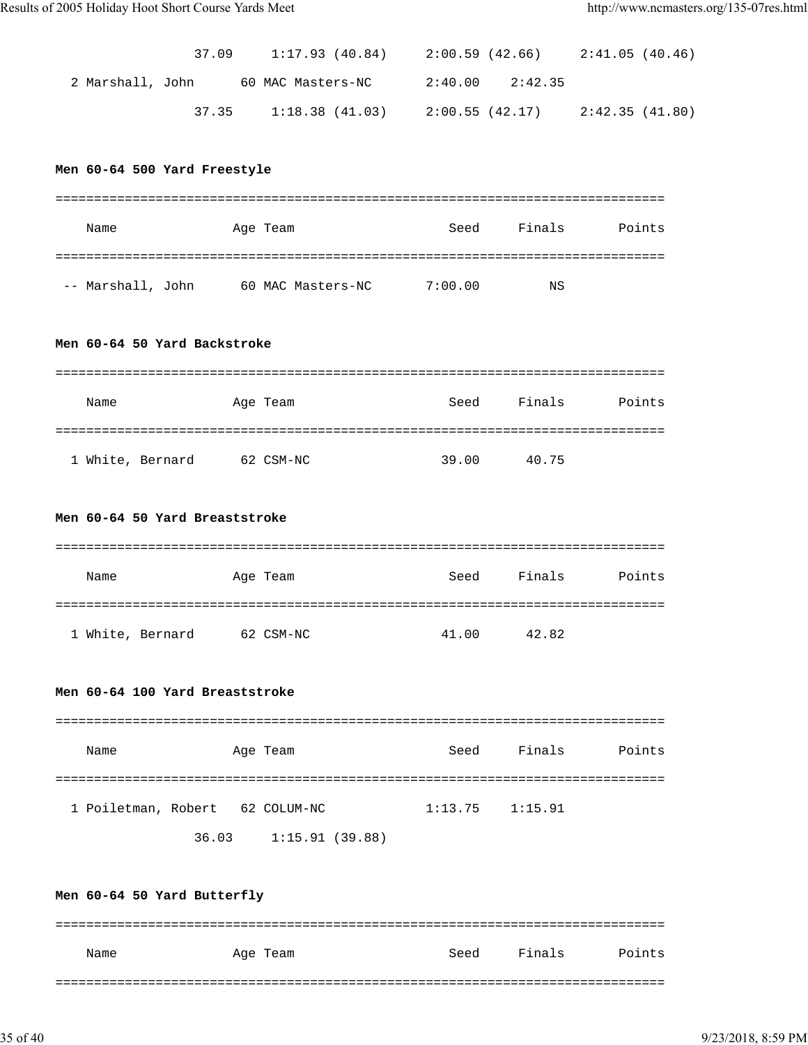```
              37.09     1:17.93 (40.84)     2:00.59 (42.66)     2:41.05 (40.46)
  2 Marshall, John      60 MAC Masters-NC       2:40.00    2:42.35
              37.35     1:18.38 (41.03)     2:00.55 (42.17)     2:42.35 (41.80)
```

**Men 60-64 500 Yard Freestyle**

```
===============================================================================
    Name               Age Team                    Seed     Finals       Points
===============================================================================
 -- Marshall, John      60 MAC Masters-NC       7:00.00         NS
```

**Men 60-64 50 Yard Backstroke**

```
===============================================================================
    Name               Age Team                    Seed     Finals       Points
===============================================================================
  1 White, Bernard      62 CSM-NC                 39.00      40.75
```

**Men 60-64 50 Yard Breaststroke**

```
===============================================================================
    Name               Age Team                    Seed     Finals       Points
===============================================================================
  1 White, Bernard      62 CSM-NC                 41.00      42.82
```

**Men 60-64 100 Yard Breaststroke**

```
===============================================================================
    Name               Age Team                    Seed     Finals       Points
===============================================================================
  1 Poiletman, Robert   62 COLUM-NC             1:13.75    1:15.91
              36.03     1:15.91 (39.88)
```

**Men 60-64 50 Yard Butterfly**

```
===============================================================================
    Name               Age Team                    Seed     Finals       Points
===============================================================================
```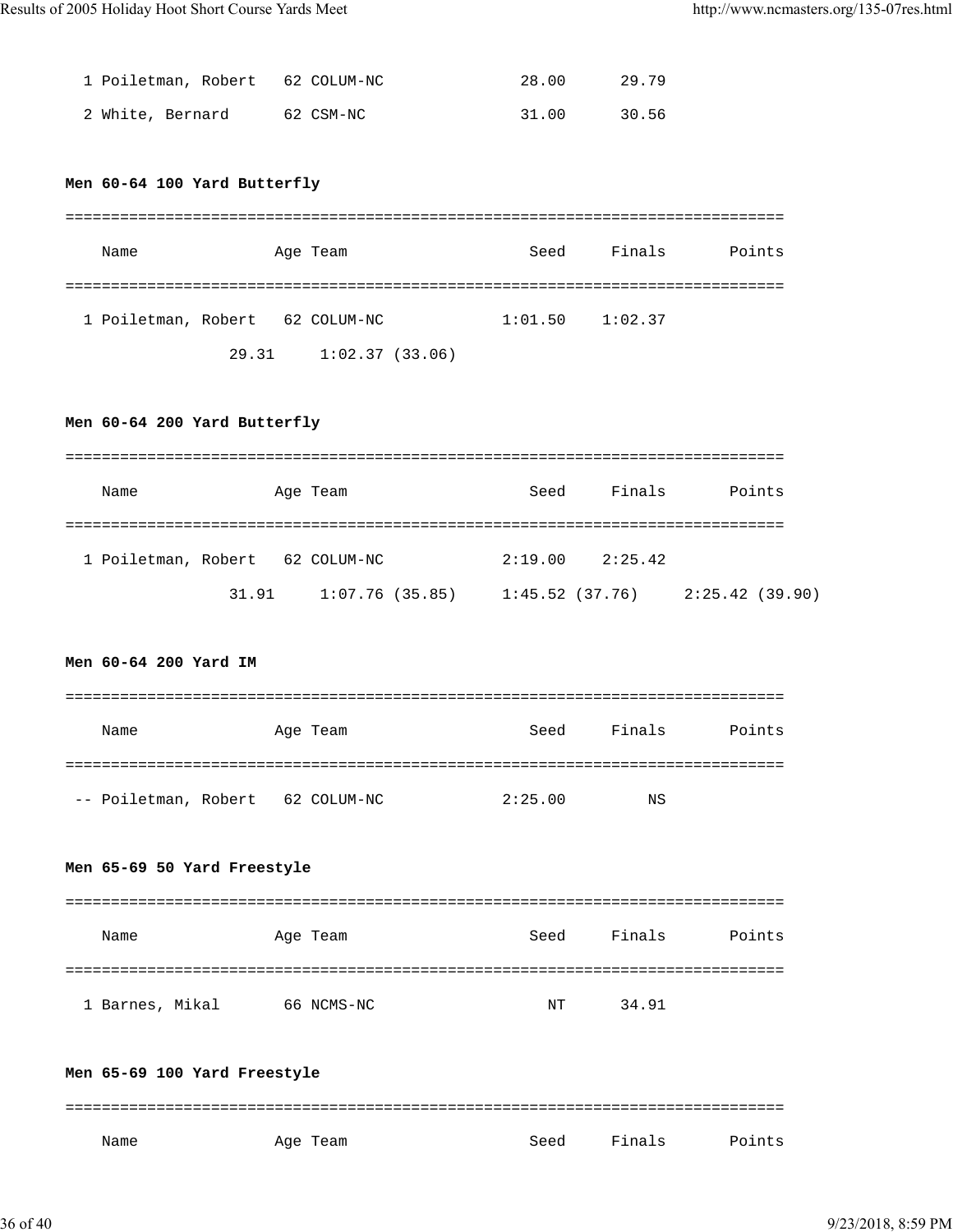| | Name | Age | Team | Seed | Finals | Points |
|---|---|---|---|---|---|---|
| 1 | Poiletman, Robert | 62 | COLUM-NC | 28.00 | 29.79 | |
| 2 | White, Bernard | 62 | CSM-NC | 31.00 | 30.56 | |

**Men 60-64 100 Yard Butterfly**

| | Name | Age | Team | Seed | Finals | Points |
|---|---|---|---|---|---|---|
| 1 | Poiletman, Robert | 62 | COLUM-NC | 1:01.50 | 1:02.37 | |

29.31     1:02.37 (33.06)

**Men 60-64 200 Yard Butterfly**

| | Name | Age | Team | Seed | Finals | Points |
|---|---|---|---|---|---|---|
| 1 | Poiletman, Robert | 62 | COLUM-NC | 2:19.00 | 2:25.42 | |

31.91     1:07.76 (35.85)     1:45.52 (37.76)     2:25.42 (39.90)

**Men 60-64 200 Yard IM**

| | Name | Age | Team | Seed | Finals | Points |
|---|---|---|---|---|---|---|
| -- | Poiletman, Robert | 62 | COLUM-NC | 2:25.00 | NS | |

**Men 65-69 50 Yard Freestyle**

| | Name | Age | Team | Seed | Finals | Points |
|---|---|---|---|---|---|---|
| 1 | Barnes, Mikal | 66 | NCMS-NC | NT | 34.91 | |

**Men 65-69 100 Yard Freestyle**

| | Name | Age | Team | Seed | Finals | Points |
|---|---|---|---|---|---|---|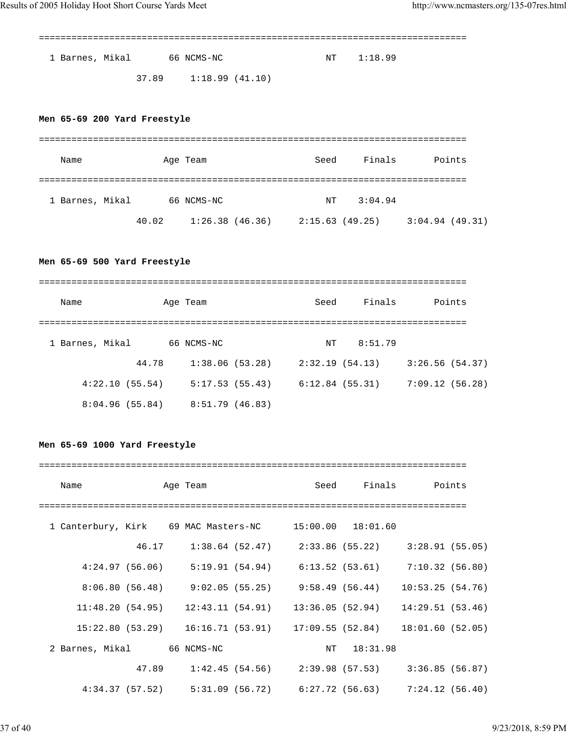```
===============================================================================
  1 Barnes, Mikal       66 NCMS-NC                   NT    1:18.99
                37.89     1:18.99 (41.10)
```

**Men 65-69 200 Yard Freestyle**

```
===============================================================================
    Name               Age Team                    Seed     Finals       Points
===============================================================================
  1 Barnes, Mikal       66 NCMS-NC                   NT    3:04.94
                40.02     1:26.38 (46.36)     2:15.63 (49.25)     3:04.94 (49.31)
```

**Men 65-69 500 Yard Freestyle**

```
===============================================================================
    Name               Age Team                    Seed     Finals       Points
===============================================================================
  1 Barnes, Mikal       66 NCMS-NC                   NT    8:51.79
                44.78     1:38.06 (53.28)     2:32.19 (54.13)     3:26.56 (54.37)
      4:22.10 (55.54)     5:17.53 (55.43)     6:12.84 (55.31)     7:09.12 (56.28)
      8:04.96 (55.84)     8:51.79 (46.83)
```

**Men 65-69 1000 Yard Freestyle**

```
===============================================================================
    Name               Age Team                    Seed     Finals       Points
===============================================================================
  1 Canterbury, Kirk    69 MAC Masters-NC      15:00.00   18:01.60
                46.17     1:38.64 (52.47)     2:33.86 (55.22)     3:28.91 (55.05)
      4:24.97 (56.06)     5:19.91 (54.94)     6:13.52 (53.61)     7:10.32 (56.80)
      8:06.80 (56.48)     9:02.05 (55.25)     9:58.49 (56.44)    10:53.25 (54.76)
     11:48.20 (54.95)    12:43.11 (54.91)    13:36.05 (52.94)    14:29.51 (53.46)
     15:22.80 (53.29)    16:16.71 (53.91)    17:09.55 (52.84)    18:01.60 (52.05)
  2 Barnes, Mikal       66 NCMS-NC                   NT   18:31.98
                47.89     1:42.45 (54.56)     2:39.98 (57.53)     3:36.85 (56.87)
      4:34.37 (57.52)     5:31.09 (56.72)     6:27.72 (56.63)     7:24.12 (56.40)
```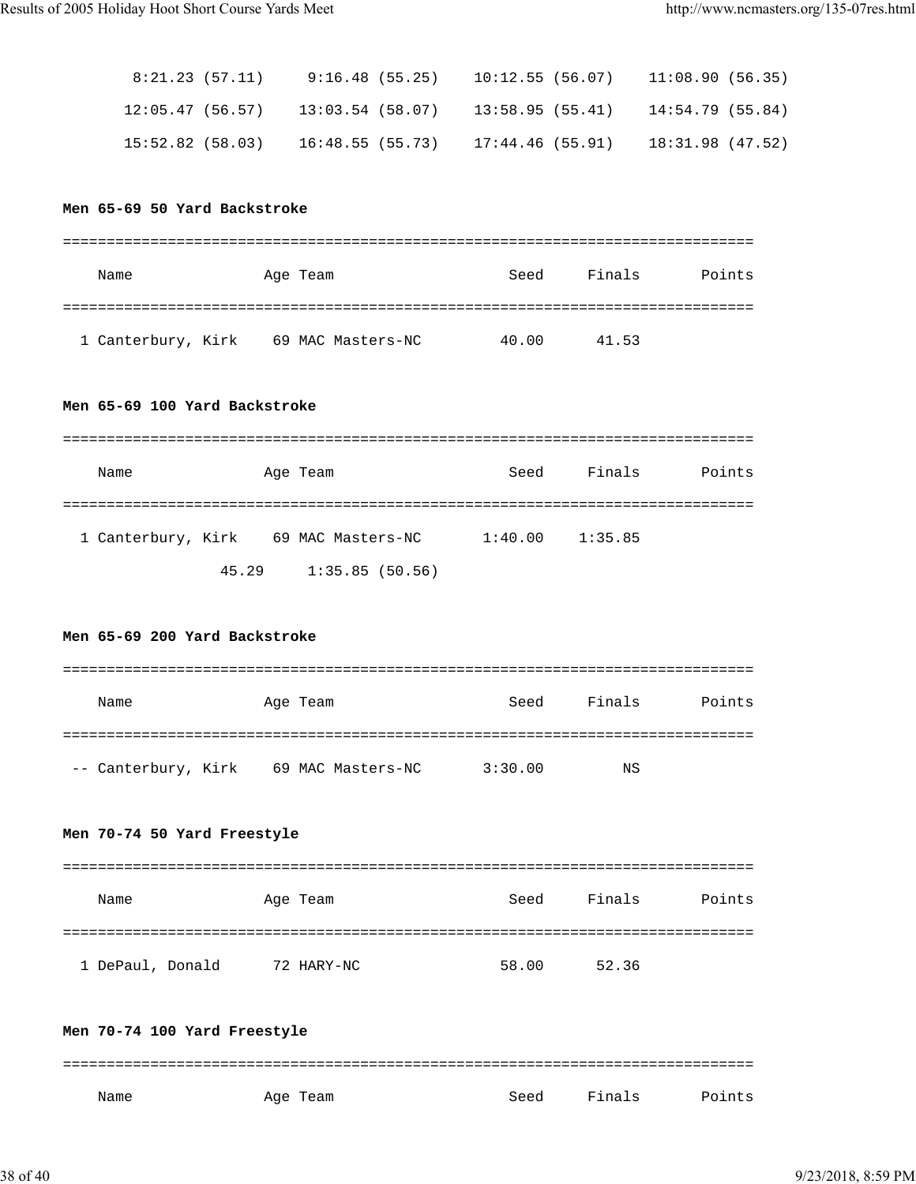```
   8:21.23 (57.11)     9:16.48 (55.25)    10:12.55 (56.07)    11:08.90 (56.35)
  12:05.47 (56.57)    13:03.54 (58.07)    13:58.95 (55.41)    14:54.79 (55.84)
  15:52.82 (58.03)    16:48.55 (55.73)    17:44.46 (55.91)    18:31.98 (47.52)
```

**Men 65-69 50 Yard Backstroke**

```
===============================================================================
    Name              Age Team                    Seed     Finals       Points
===============================================================================
  1 Canterbury, Kirk    69 MAC Masters-NC         40.00      41.53
```

**Men 65-69 100 Yard Backstroke**

```
===============================================================================
    Name              Age Team                    Seed     Finals       Points
===============================================================================
  1 Canterbury, Kirk    69 MAC Masters-NC       1:40.00    1:35.85
               45.29     1:35.85 (50.56)
```

**Men 65-69 200 Yard Backstroke**

```
===============================================================================
    Name              Age Team                    Seed     Finals       Points
===============================================================================
 -- Canterbury, Kirk    69 MAC Masters-NC       3:30.00         NS
```

**Men 70-74 50 Yard Freestyle**

```
===============================================================================
    Name              Age Team                    Seed     Finals       Points
===============================================================================
  1 DePaul, Donald      72 HARY-NC                58.00      52.36
```

**Men 70-74 100 Yard Freestyle**

```
===============================================================================
    Name              Age Team                    Seed     Finals       Points
```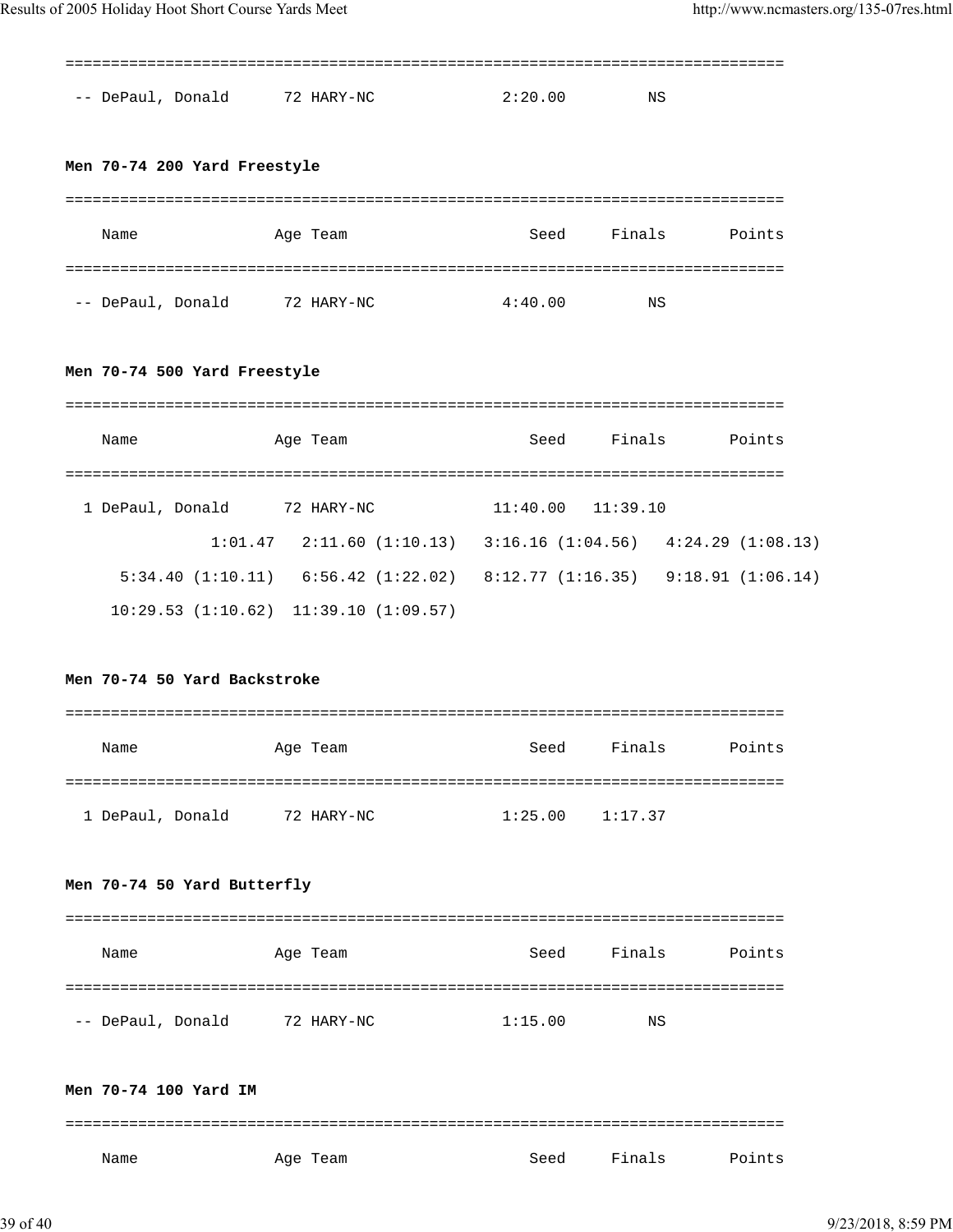| | Name | Age | Team | Seed | Finals | Points |
|---|---|---|---|---|---|---|
| -- | DePaul, Donald | 72 | HARY-NC | 2:20.00 | NS | |

**Men 70-74 200 Yard Freestyle**

| | Name | Age | Team | Seed | Finals | Points |
|---|---|---|---|---|---|---|
| -- | DePaul, Donald | 72 | HARY-NC | 4:40.00 | NS | |

**Men 70-74 500 Yard Freestyle**

| | Name | Age | Team | Seed | Finals | Points |
|---|---|---|---|---|---|---|
| 1 | DePaul, Donald | 72 | HARY-NC | 11:40.00 | 11:39.10 | |

```
1:01.47   2:11.60 (1:10.13)   3:16.16 (1:04.56)   4:24.29 (1:08.13)
5:34.40 (1:10.11)   6:56.42 (1:22.02)   8:12.77 (1:16.35)   9:18.91 (1:06.14)
10:29.53 (1:10.62)  11:39.10 (1:09.57)
```

**Men 70-74 50 Yard Backstroke**

| | Name | Age | Team | Seed | Finals | Points |
|---|---|---|---|---|---|---|
| 1 | DePaul, Donald | 72 | HARY-NC | 1:25.00 | 1:17.37 | |

**Men 70-74 50 Yard Butterfly**

| | Name | Age | Team | Seed | Finals | Points |
|---|---|---|---|---|---|---|
| -- | DePaul, Donald | 72 | HARY-NC | 1:15.00 | NS | |

**Men 70-74 100 Yard IM**

| | Name | Age | Team | Seed | Finals | Points |
|---|---|---|---|---|---|---|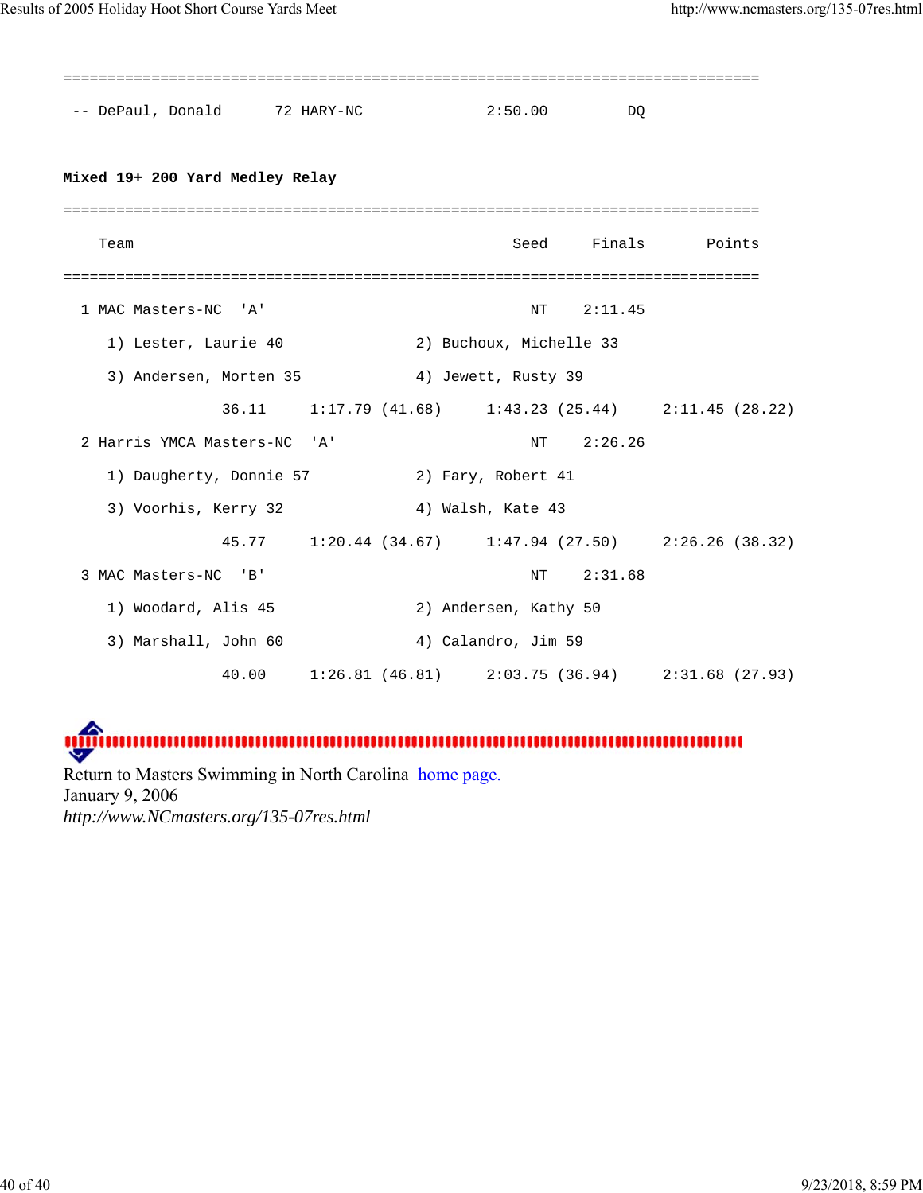```
===============================================================================
 -- DePaul, Donald      72 HARY-NC             2:50.00         DQ
```

**Mixed 19+ 200 Yard Medley Relay**

```
===============================================================================
    Team                                          Seed     Finals       Points
===============================================================================
  1 MAC Masters-NC  'A'                             NT    2:11.45
     1) Lester, Laurie 40              2) Buchoux, Michelle 33
     3) Andersen, Morten 35            4) Jewett, Rusty 39
                 36.11     1:17.79 (41.68)     1:43.23 (25.44)     2:11.45 (28.22)
  2 Harris YMCA Masters-NC  'A'                     NT    2:26.26
     1) Daugherty, Donnie 57           2) Fary, Robert 41
     3) Voorhis, Kerry 32              4) Walsh, Kate 43
                 45.77     1:20.44 (34.67)     1:47.94 (27.50)     2:26.26 (38.32)
  3 MAC Masters-NC  'B'                             NT    2:31.68
     1) Woodard, Alis 45               2) Andersen, Kathy 50
     3) Marshall, John 60              4) Calandro, Jim 59
                 40.00     1:26.81 (46.81)     2:03.75 (36.94)     2:31.68 (27.93)
```

Return to Masters Swimming in North Carolina [home page.](http://www.NCmasters.org)
January 9, 2006
*http://www.NCmasters.org/135-07res.html*